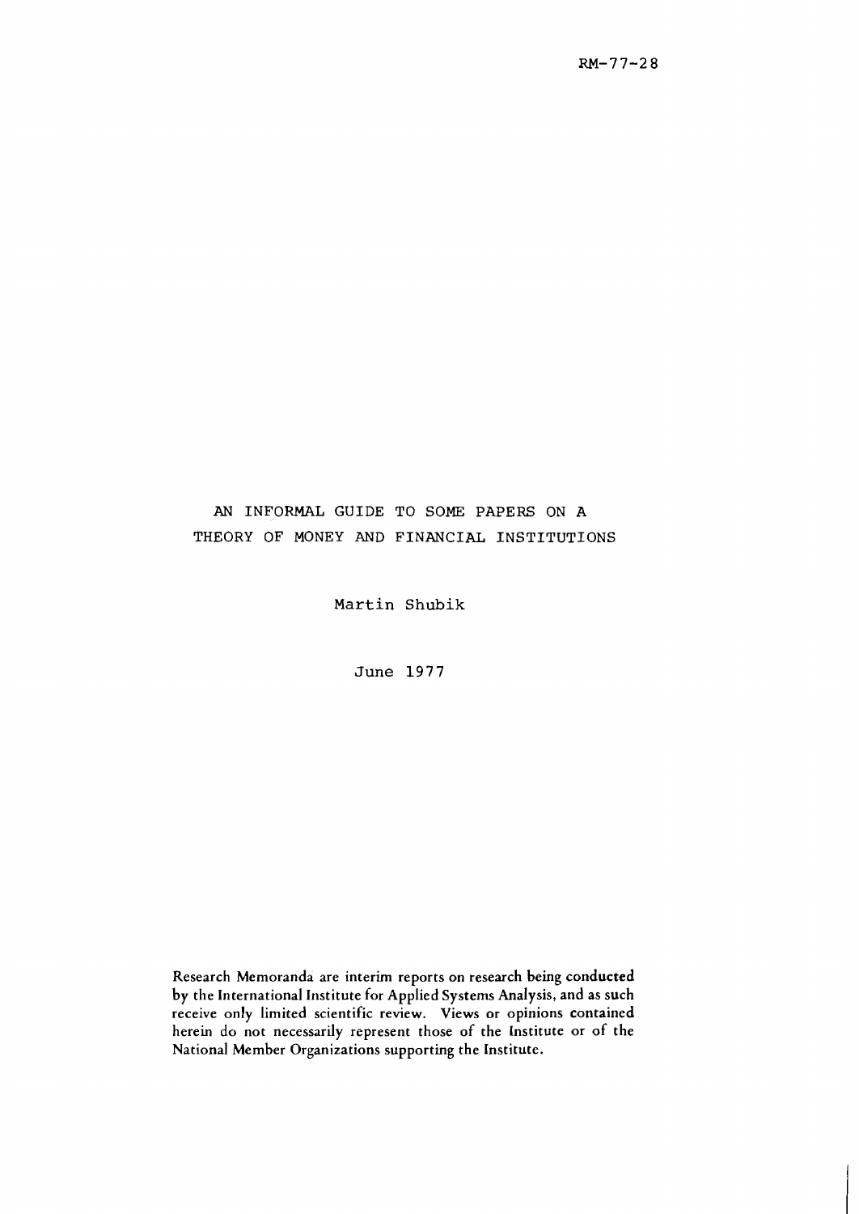RM-77-28

# AN INFORMAL GUIDE TO SOME PAPERS ON A THEORY OF MONEY AND FINANCIAL INSTITUTIONS

Martin Shubik

June 1977

Research Memoranda are interim reports on research being conducted by the International Institute for Applied Systems Analysis, and as such receive only limited scientific review. Views or opinions contained herein do not necessarily represent those of the Institute or of the National Member Organizations supporting the Institute.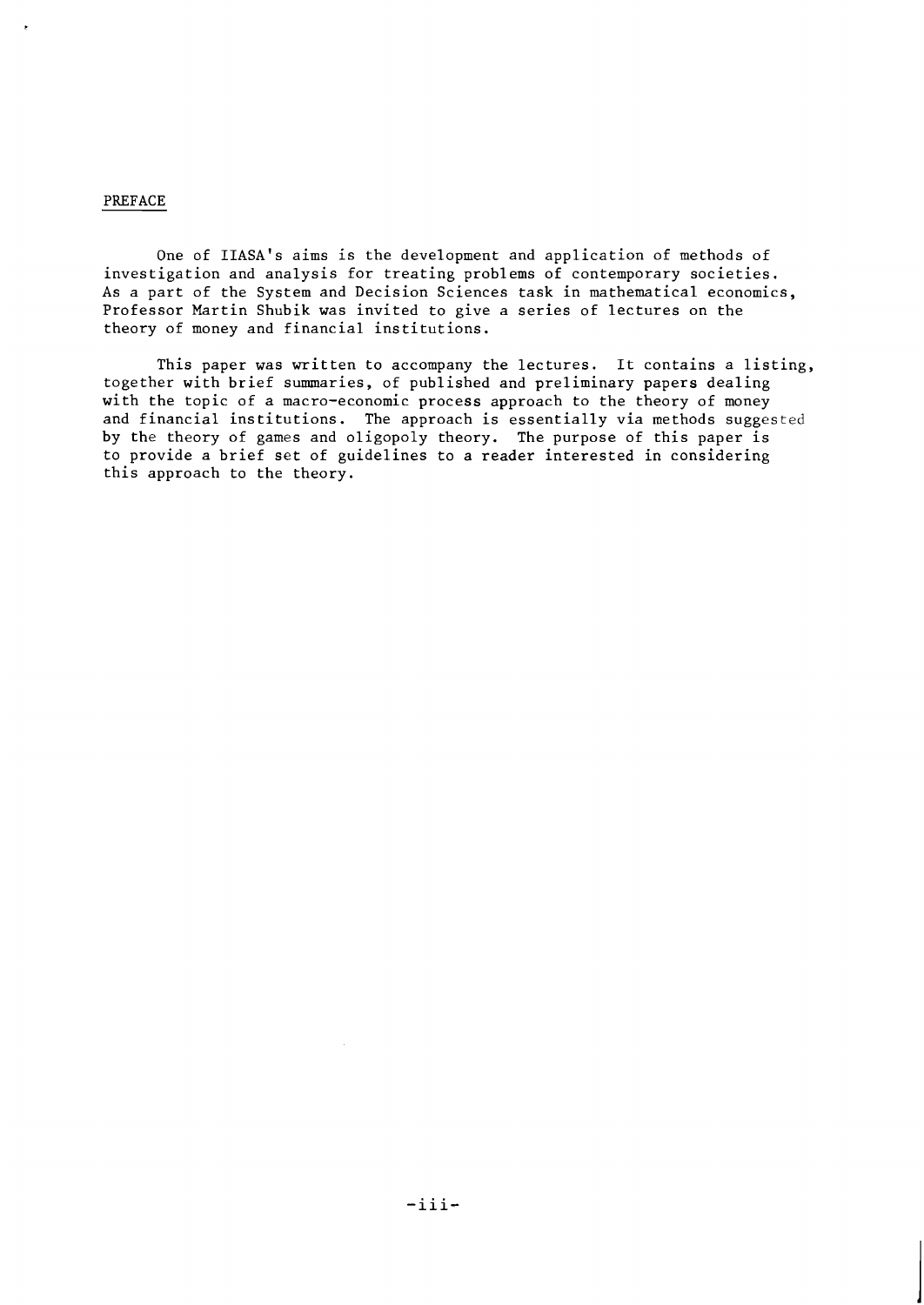## PREFACE

One of IIASA's aims is the development and application of methods of investigation and analysis for treating problems of contemporary societies. As a part of the System and Decision Sciences task in mathematical economics, Professor Martin Shubik was invited to give a series of lectures on the theory of money and financial institutions.

This paper was written to accompany the lectures. It contains a listing, together with brief summaries, of published and preliminary papers dealing with the topic of a macro-economic process approach to the theory of money and financial institutions. The approach is essentially via methods suggested by the theory of games and oligopoly theory. The purpose of this paper is to provide a brief set of guidelines to a reader interested in considering this approach to the theory.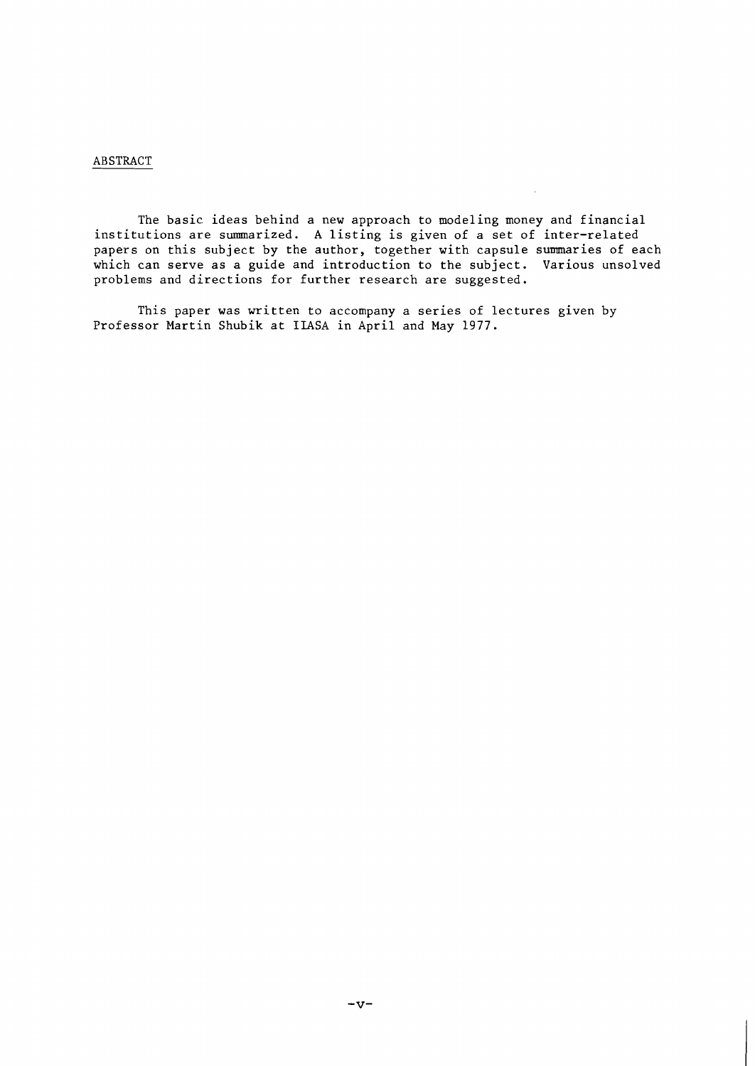## ABSTRACT

The basic ideas behind a new approach to modeling money and financial institutions are summarized. A listing is given of a set of inter-related papers on this subject by the author, together with capsule summaries of each which can serve as a guide and introduction to the subject. Various unsolved problems and directions for further research are suggested.

This paper was written to accompany a series of lectures given by Professor Martin Shubik at IIASA in April and May 1977.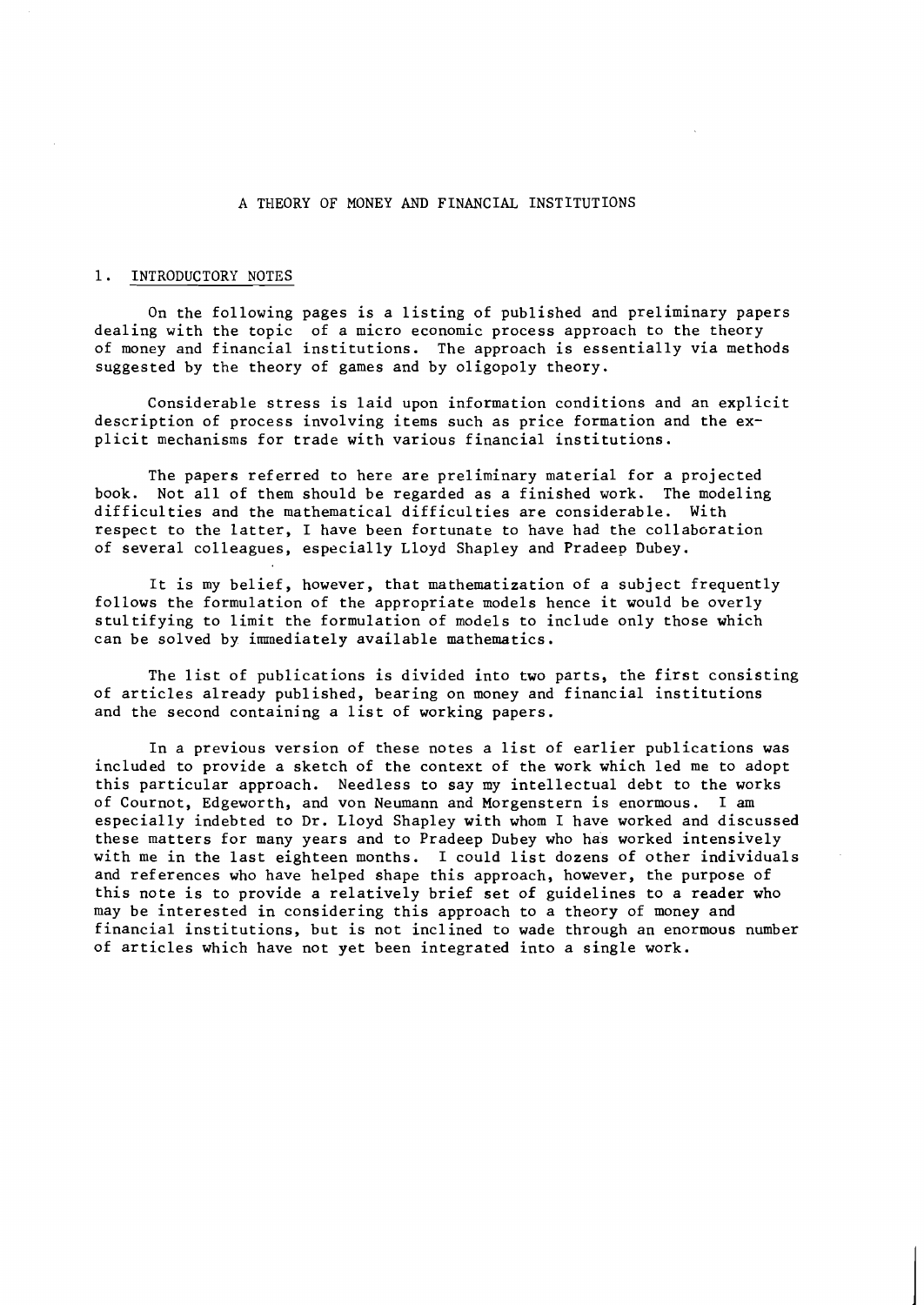# A THEORY OF MONEY AND FINANCIAL INSTITUTIONS

## 1. INTRODUCTORY NOTES

On the following pages is a listing of published and preliminary papers dealing with the topic of a micro economic process approach to the theory of money and financial institutions. The approach is essentially via methods suggested by the theory of games and by oligopoly theory.

Considerable stress is laid upon information conditions and an explicit description of process involving items such as price formation and the explicit mechanisms for trade with various financial institutions.

The papers referred to here are preliminary material for a projected book. Not all of them should be regarded as a finished work. The modeling difficulties and the mathematical difficulties are considerable. With respect to the latter, I have been fortunate to have had the collaboration of several colleagues, especially Lloyd Shapley and Pradeep Dubey.

It is my belief, however, that mathematization of a subject frequently follows the formulation of the appropriate models hence it would be overly stultifying to limit the formulation of models to include only those which can be solved by immediately available mathematics.

The list of publications is divided into two parts, the first consisting of articles already published, bearing on money and financial institutions and the second containing a list of working papers.

In a previous version of these notes a list of earlier publications was included to provide a sketch of the context of the work which led me to adopt this particular approach. Needless to say my intellectual debt to the works of Cournot, Edgeworth, and von Neumann and Morgenstern is enormous. I am especially indebted to Dr. Lloyd Shapley with whom I have worked and discussed these matters for many years and to Pradeep Dubey who has worked intensively with me in the last eighteen months. I could list dozens of other individuals and references who have helped shape this approach, however, the purpose of this note is to provide a relatively brief set of guidelines to a reader who may be interested in considering this approach to a theory of money and financial institutions, but is not inclined to wade through an enormous number of articles which have not yet been integrated into a single work.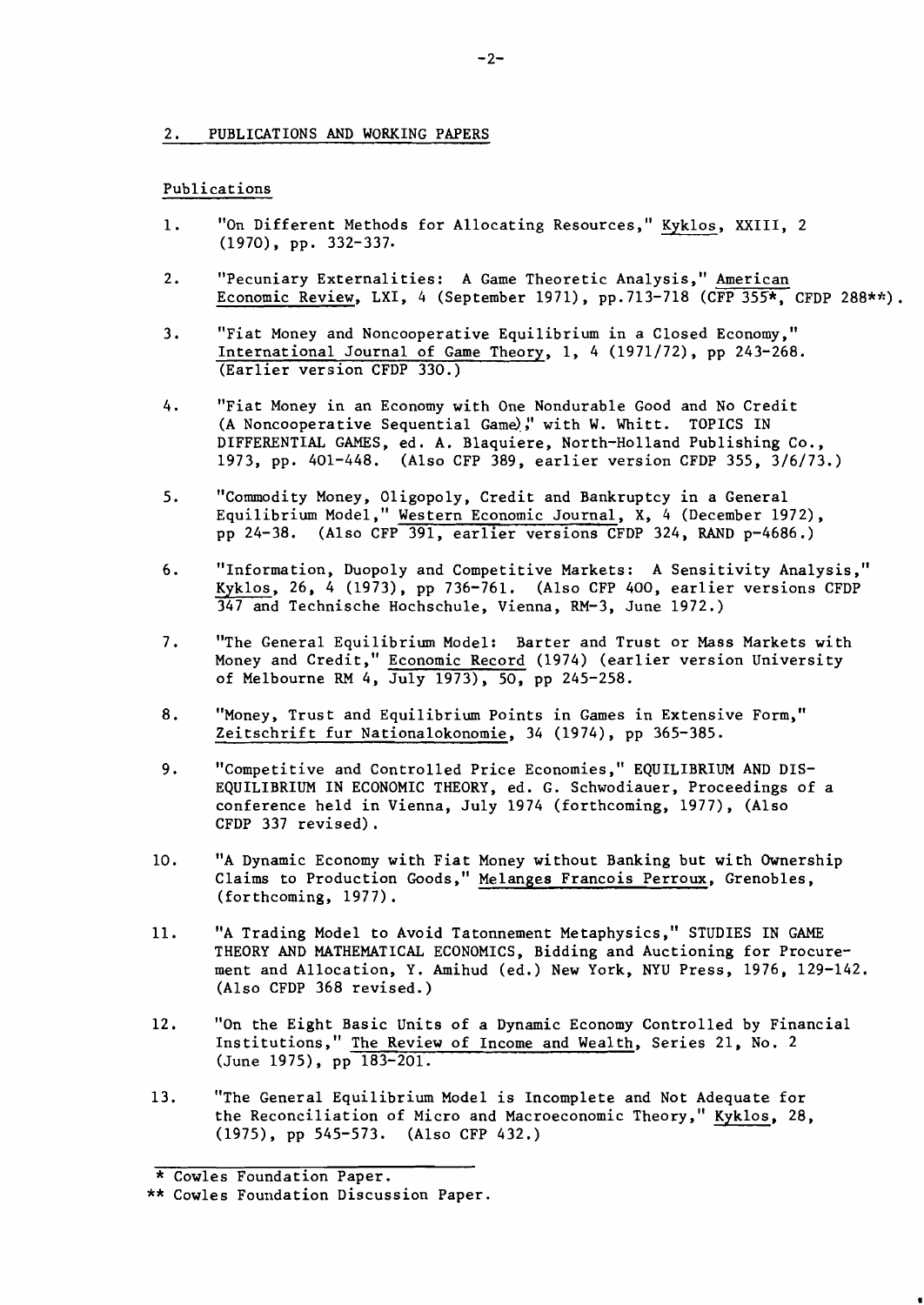## 2. PUBLICATIONS AND WORKING PAPERS

### Publications

1. "On Different Methods for Allocating Resources," Kyklos, XXIII, 2 (1970), pp. 332-337.

2. "Pecuniary Externalities: A Game Theoretic Analysis," American Economic Review, LXI, 4 (September 1971), pp.713-718 (CFP 355*, CFDP 288**).

3. "Fiat Money and Noncooperative Equilibrium in a Closed Economy," International Journal of Game Theory, 1, 4 (1971/72), pp 243-268. (Earlier version CFDP 330.)

4. "Fiat Money in an Economy with One Nondurable Good and No Credit (A Noncooperative Sequential Game)," with W. Whitt. TOPICS IN DIFFERENTIAL GAMES, ed. A. Blaquiere, North-Holland Publishing Co., 1973, pp. 401-448. (Also CFP 389, earlier version CFDP 355, 3/6/73.)

5. "Commodity Money, Oligopoly, Credit and Bankruptcy in a General Equilibrium Model," Western Economic Journal, X, 4 (December 1972), pp 24-38. (Also CFP 391, earlier versions CFDP 324, RAND p-4686.)

6. "Information, Duopoly and Competitive Markets: A Sensitivity Analysis," Kyklos, 26, 4 (1973), pp 736-761. (Also CFP 400, earlier versions CFDP 347 and Technische Hochschule, Vienna, RM-3, June 1972.)

7. "The General Equilibrium Model: Barter and Trust or Mass Markets with Money and Credit," Economic Record (1974) (earlier version University of Melbourne RM 4, July 1973), 50, pp 245-258.

8. "Money, Trust and Equilibrium Points in Games in Extensive Form," Zeitschrift fur Nationalokonomie, 34 (1974), pp 365-385.

9. "Competitive and Controlled Price Economies," EQUILIBRIUM AND DIS-EQUILIBRIUM IN ECONOMIC THEORY, ed. G. Schwodiauer, Proceedings of a conference held in Vienna, July 1974 (forthcoming, 1977), (Also CFDP 337 revised).

10. "A Dynamic Economy with Fiat Money without Banking but with Ownership Claims to Production Goods," Melanges Francois Perroux, Grenobles, (forthcoming, 1977).

11. "A Trading Model to Avoid Tatonnement Metaphysics," STUDIES IN GAME THEORY AND MATHEMATICAL ECONOMICS, Bidding and Auctioning for Procurement and Allocation, Y. Amihud (ed.) New York, NYU Press, 1976, 129-142. (Also CFDP 368 revised.)

12. "On the Eight Basic Units of a Dynamic Economy Controlled by Financial Institutions," The Review of Income and Wealth, Series 21, No. 2 (June 1975), pp 183-201.

13. "The General Equilibrium Model is Incomplete and Not Adequate for the Reconciliation of Micro and Macroeconomic Theory," Kyklos, 28, (1975), pp 545-573. (Also CFP 432.)

---

\* Cowles Foundation Paper.

\*\* Cowles Foundation Discussion Paper.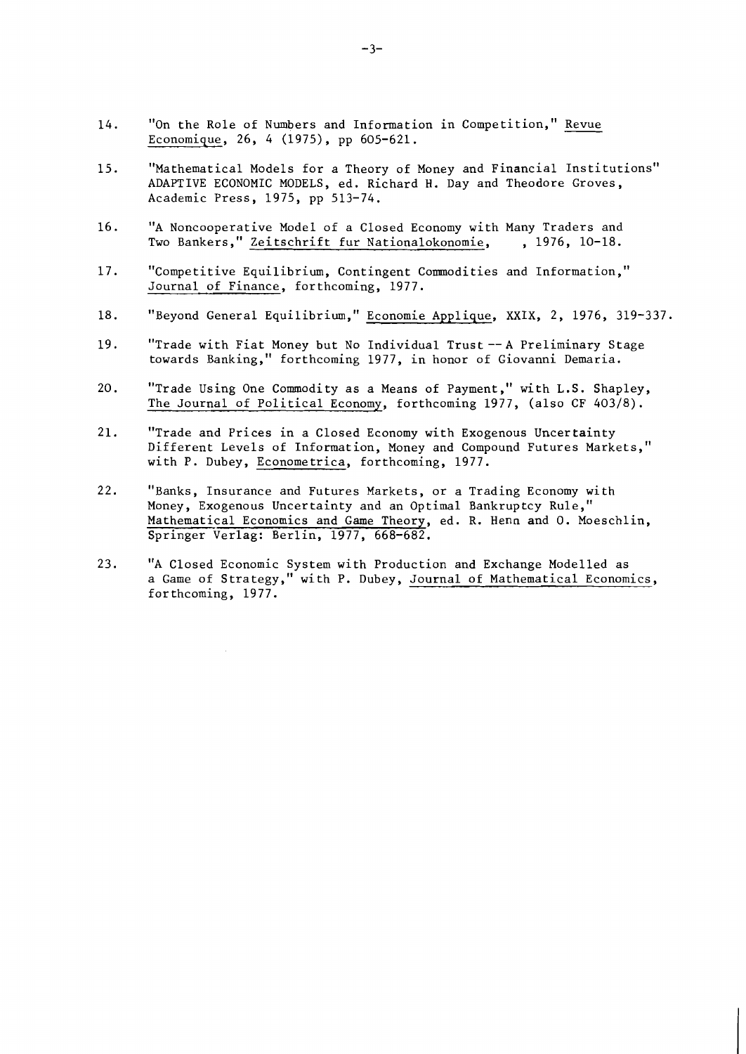14. "On the Role of Numbers and Information in Competition," Revue Economique, 26, 4 (1975), pp 605-621.

15. "Mathematical Models for a Theory of Money and Financial Institutions" ADAPTIVE ECONOMIC MODELS, ed. Richard H. Day and Theodore Groves, Academic Press, 1975, pp 513-74.

16. "A Noncooperative Model of a Closed Economy with Many Traders and Two Bankers," Zeitschrift fur Nationalokonomie, , 1976, 10-18.

17. "Competitive Equilibrium, Contingent Commodities and Information," Journal of Finance, forthcoming, 1977.

18. "Beyond General Equilibrium," Economie Applique, XXIX, 2, 1976, 319-337.

19. "Trade with Fiat Money but No Individual Trust -- A Preliminary Stage towards Banking," forthcoming 1977, in honor of Giovanni Demaria.

20. "Trade Using One Commodity as a Means of Payment," with L.S. Shapley, The Journal of Political Economy, forthcoming 1977, (also CF 403/8).

21. "Trade and Prices in a Closed Economy with Exogenous Uncertainty Different Levels of Information, Money and Compound Futures Markets," with P. Dubey, Econometrica, forthcoming, 1977.

22. "Banks, Insurance and Futures Markets, or a Trading Economy with Money, Exogenous Uncertainty and an Optimal Bankruptcy Rule," Mathematical Economics and Game Theory, ed. R. Henn and O. Moeschlin, Springer Verlag: Berlin, 1977, 668-682.

23. "A Closed Economic System with Production and Exchange Modelled as a Game of Strategy," with P. Dubey, Journal of Mathematical Economics, forthcoming, 1977.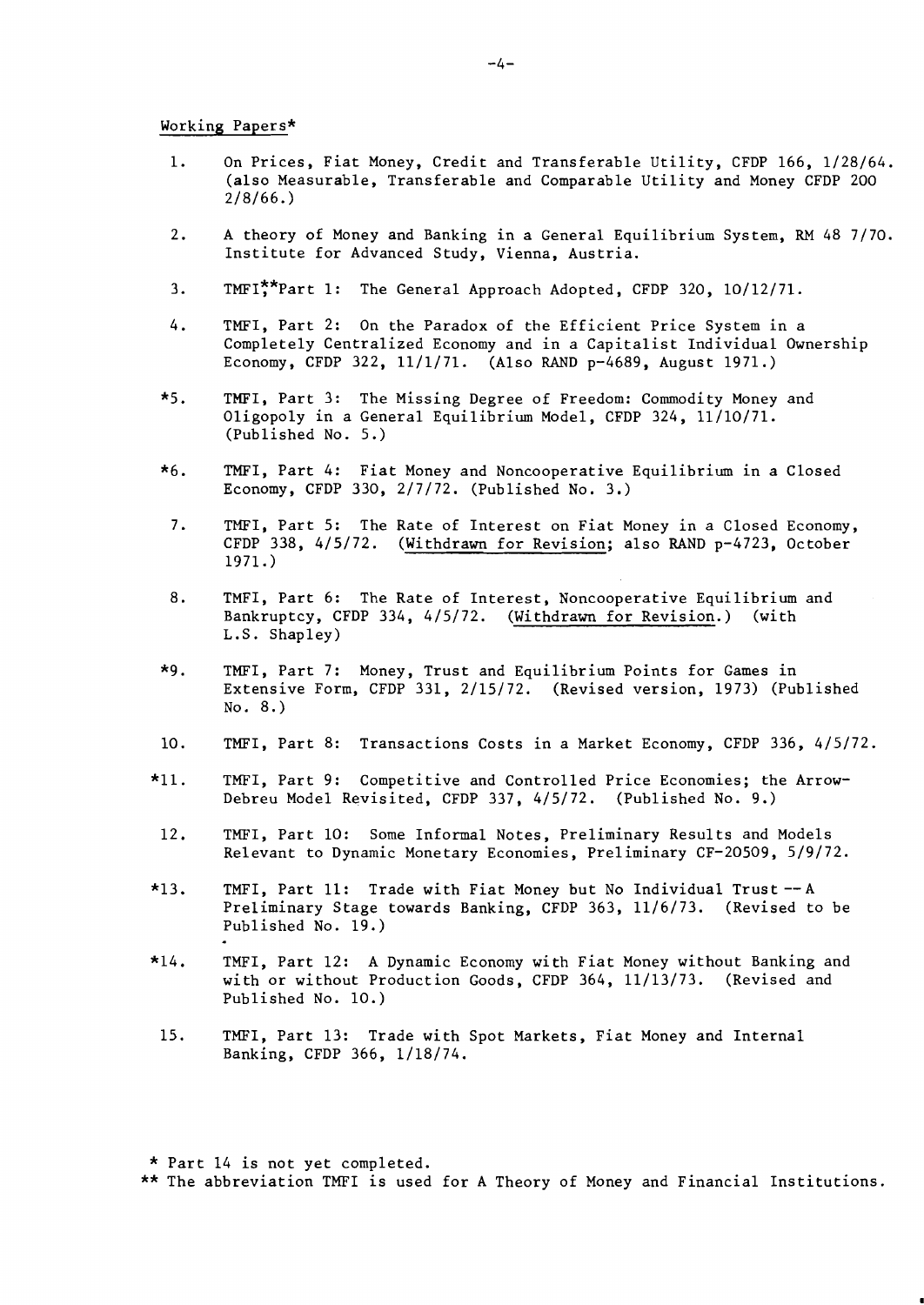Working Papers*

1. On Prices, Fiat Money, Credit and Transferable Utility, CFDP 166, 1/28/64. (also Measurable, Transferable and Comparable Utility and Money CFDP 200 2/8/66.)

2. A theory of Money and Banking in a General Equilibrium System, RM 48 7/70. Institute for Advanced Study, Vienna, Austria.

3. TMFI,** Part 1: The General Approach Adopted, CFDP 320, 10/12/71.

4. TMFI, Part 2: On the Paradox of the Efficient Price System in a Completely Centralized Economy and in a Capitalist Individual Ownership Economy, CFDP 322, 11/1/71. (Also RAND p-4689, August 1971.)

*5. TMFI, Part 3: The Missing Degree of Freedom: Commodity Money and Oligopoly in a General Equilibrium Model, CFDP 324, 11/10/71. (Published No. 5.)

*6. TMFI, Part 4: Fiat Money and Noncooperative Equilibrium in a Closed Economy, CFDP 330, 2/7/72. (Published No. 3.)

7. TMFI, Part 5: The Rate of Interest on Fiat Money in a Closed Economy, CFDP 338, 4/5/72. (Withdrawn for Revision; also RAND p-4723, October 1971.)

8. TMFI, Part 6: The Rate of Interest, Noncooperative Equilibrium and Bankruptcy, CFDP 334, 4/5/72. (Withdrawn for Revision.) (with L.S. Shapley)

*9. TMFI, Part 7: Money, Trust and Equilibrium Points for Games in Extensive Form, CFDP 331, 2/15/72. (Revised version, 1973) (Published No. 8.)

10. TMFI, Part 8: Transactions Costs in a Market Economy, CFDP 336, 4/5/72.

*11. TMFI, Part 9: Competitive and Controlled Price Economies; the Arrow-Debreu Model Revisited, CFDP 337, 4/5/72. (Published No. 9.)

12. TMFI, Part 10: Some Informal Notes, Preliminary Results and Models Relevant to Dynamic Monetary Economies, Preliminary CF-20509, 5/9/72.

*13. TMFI, Part 11: Trade with Fiat Money but No Individual Trust -- A Preliminary Stage towards Banking, CFDP 363, 11/6/73. (Revised to be Published No. 19.)

*14. TMFI, Part 12: A Dynamic Economy with Fiat Money without Banking and with or without Production Goods, CFDP 364, 11/13/73. (Revised and Published No. 10.)

15. TMFI, Part 13: Trade with Spot Markets, Fiat Money and Internal Banking, CFDP 366, 1/18/74.

\* Part 14 is not yet completed.

\*\* The abbreviation TMFI is used for A Theory of Money and Financial Institutions.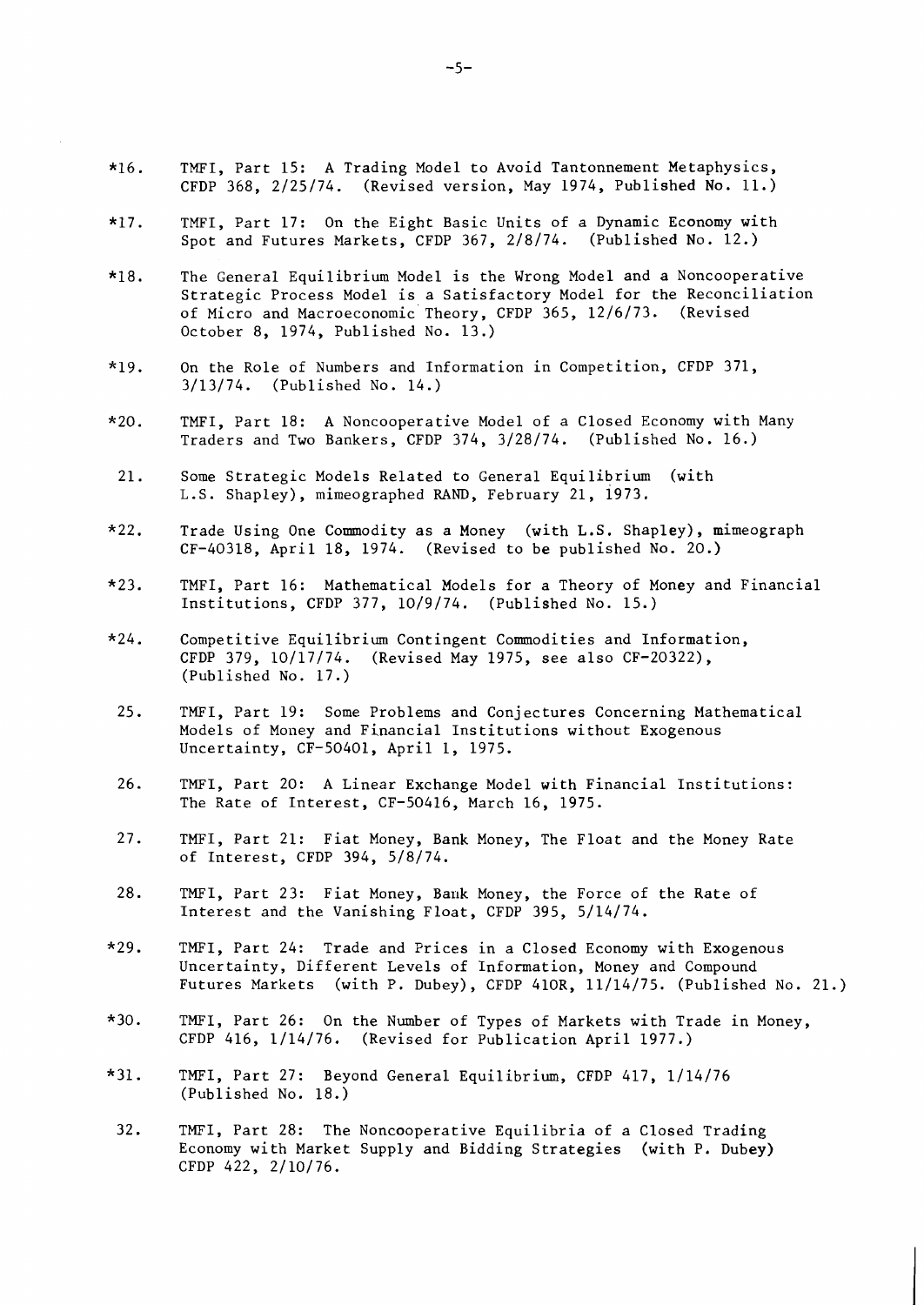*16. TMFI, Part 15: A Trading Model to Avoid Tantonnement Metaphysics, CFDP 368, 2/25/74. (Revised version, May 1974, Published No. 11.)

*17. TMFI, Part 17: On the Eight Basic Units of a Dynamic Economy with Spot and Futures Markets, CFDP 367, 2/8/74. (Published No. 12.)

*18. The General Equilibrium Model is the Wrong Model and a Noncooperative Strategic Process Model is a Satisfactory Model for the Reconciliation of Micro and Macroeconomic Theory, CFDP 365, 12/6/73. (Revised October 8, 1974, Published No. 13.)

*19. On the Role of Numbers and Information in Competition, CFDP 371, 3/13/74. (Published No. 14.)

*20. TMFI, Part 18: A Noncooperative Model of a Closed Economy with Many Traders and Two Bankers, CFDP 374, 3/28/74. (Published No. 16.)

21. Some Strategic Models Related to General Equilibrium (with L.S. Shapley), mimeographed RAND, February 21, 1973.

*22. Trade Using One Commodity as a Money (with L.S. Shapley), mimeograph CF-40318, April 18, 1974. (Revised to be published No. 20.)

*23. TMFI, Part 16: Mathematical Models for a Theory of Money and Financial Institutions, CFDP 377, 10/9/74. (Published No. 15.)

*24. Competitive Equilibrium Contingent Commodities and Information, CFDP 379, 10/17/74. (Revised May 1975, see also CF-20322), (Published No. 17.)

25. TMFI, Part 19: Some Problems and Conjectures Concerning Mathematical Models of Money and Financial Institutions without Exogenous Uncertainty, CF-50401, April 1, 1975.

26. TMFI, Part 20: A Linear Exchange Model with Financial Institutions: The Rate of Interest, CF-50416, March 16, 1975.

27. TMFI, Part 21: Fiat Money, Bank Money, The Float and the Money Rate of Interest, CFDP 394, 5/8/74.

28. TMFI, Part 23: Fiat Money, Bank Money, the Force of the Rate of Interest and the Vanishing Float, CFDP 395, 5/14/74.

*29. TMFI, Part 24: Trade and Prices in a Closed Economy with Exogenous Uncertainty, Different Levels of Information, Money and Compound Futures Markets (with P. Dubey), CFDP 410R, 11/14/75. (Published No. 21.)

*30. TMFI, Part 26: On the Number of Types of Markets with Trade in Money, CFDP 416, 1/14/76. (Revised for Publication April 1977.)

*31. TMFI, Part 27: Beyond General Equilibrium, CFDP 417, 1/14/76 (Published No. 18.)

32. TMFI, Part 28: The Noncooperative Equilibria of a Closed Trading Economy with Market Supply and Bidding Strategies (with P. Dubey) CFDP 422, 2/10/76.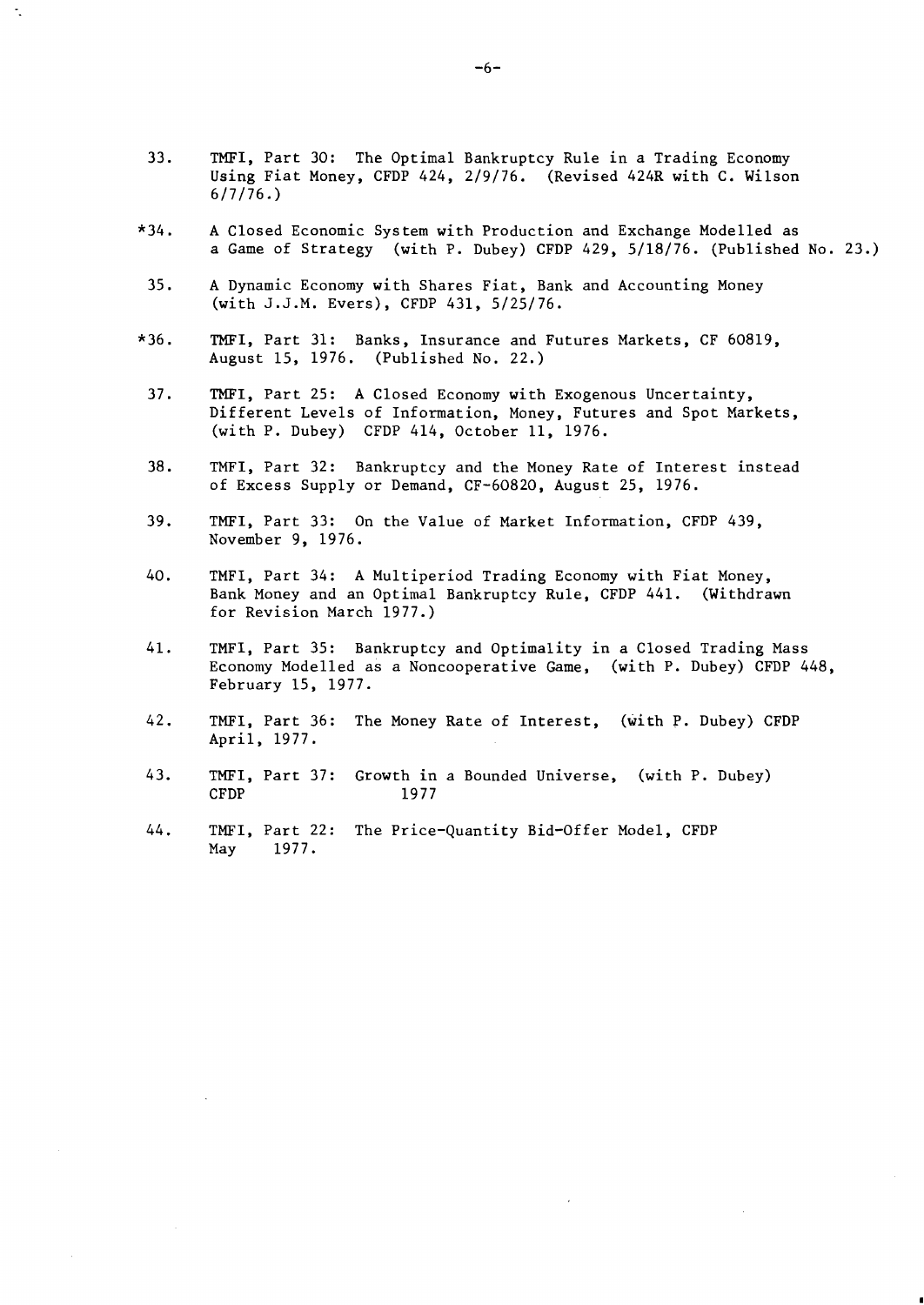33. TMFI, Part 30: The Optimal Bankruptcy Rule in a Trading Economy Using Fiat Money, CFDP 424, 2/9/76. (Revised 424R with C. Wilson 6/7/76.)

*34. A Closed Economic System with Production and Exchange Modelled as a Game of Strategy (with P. Dubey) CFDP 429, 5/18/76. (Published No. 23.)

35. A Dynamic Economy with Shares Fiat, Bank and Accounting Money (with J.J.M. Evers), CFDP 431, 5/25/76.

*36. TMFI, Part 31: Banks, Insurance and Futures Markets, CF 60819, August 15, 1976. (Published No. 22.)

37. TMFI, Part 25: A Closed Economy with Exogenous Uncertainty, Different Levels of Information, Money, Futures and Spot Markets, (with P. Dubey) CFDP 414, October 11, 1976.

38. TMFI, Part 32: Bankruptcy and the Money Rate of Interest instead of Excess Supply or Demand, CF-60820, August 25, 1976.

39. TMFI, Part 33: On the Value of Market Information, CFDP 439, November 9, 1976.

40. TMFI, Part 34: A Multiperiod Trading Economy with Fiat Money, Bank Money and an Optimal Bankruptcy Rule, CFDP 441. (Withdrawn for Revision March 1977.)

41. TMFI, Part 35: Bankruptcy and Optimality in a Closed Trading Mass Economy Modelled as a Noncooperative Game, (with P. Dubey) CFDP 448, February 15, 1977.

42. TMFI, Part 36: The Money Rate of Interest, (with P. Dubey) CFDP April, 1977.

43. TMFI, Part 37: Growth in a Bounded Universe, (with P. Dubey) CFDP 1977

44. TMFI, Part 22: The Price-Quantity Bid-Offer Model, CFDP May 1977.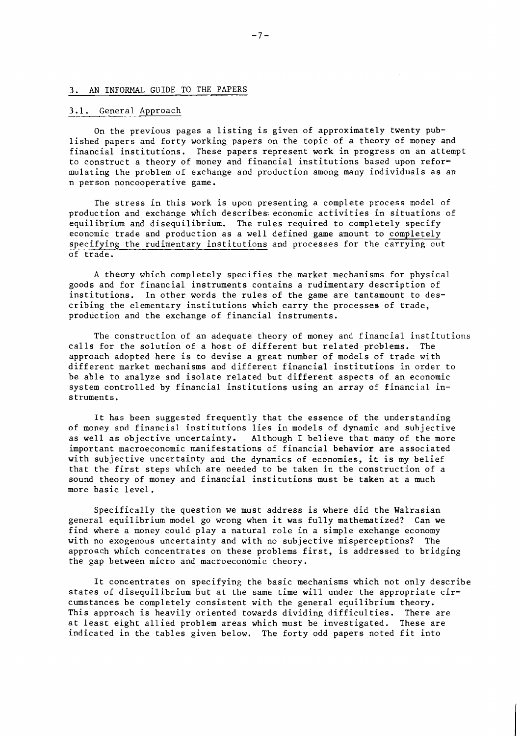## 3. AN INFORMAL GUIDE TO THE PAPERS

### 3.1. General Approach

On the previous pages a listing is given of approximately twenty published papers and forty working papers on the topic of a theory of money and financial institutions. These papers represent work in progress on an attempt to construct a theory of money and financial institutions based upon reformulating the problem of exchange and production among many individuals as an n person noncooperative game.

The stress in this work is upon presenting a complete process model of production and exchange which describes economic activities in situations of equilibrium and disequilibrium. The rules required to completely specify economic trade and production as a well defined game amount to completely specifying the rudimentary institutions and processes for the carrying out of trade.

A theory which completely specifies the market mechanisms for physical goods and for financial instruments contains a rudimentary description of institutions. In other words the rules of the game are tantamount to describing the elementary institutions which carry the processes of trade, production and the exchange of financial instruments.

The construction of an adequate theory of money and financial institutions calls for the solution of a host of different but related problems. The approach adopted here is to devise a great number of models of trade with different market mechanisms and different financial institutions in order to be able to analyze and isolate related but different aspects of an economic system controlled by financial institutions using an array of financial instruments.

It has been suggested frequently that the essence of the understanding of money and financial institutions lies in models of dynamic and subjective as well as objective uncertainty. Although I believe that many of the more important macroeconomic manifestations of financial behavior are associated with subjective uncertainty and the dynamics of economies, it is my belief that the first steps which are needed to be taken in the construction of a sound theory of money and financial institutions must be taken at a much more basic level.

Specifically the question we must address is where did the Walrasian general equilibrium model go wrong when it was fully mathematized? Can we find where a money could play a natural role in a simple exchange economy with no exogenous uncertainty and with no subjective misperceptions? The approach which concentrates on these problems first, is addressed to bridging the gap between micro and macroeconomic theory.

It concentrates on specifying the basic mechanisms which not only describe states of disequilibrium but at the same time will under the appropriate circumstances be completely consistent with the general equilibrium theory. This approach is heavily oriented towards dividing difficulties. There are at least eight allied problem areas which must be investigated. These are indicated in the tables given below. The forty odd papers noted fit into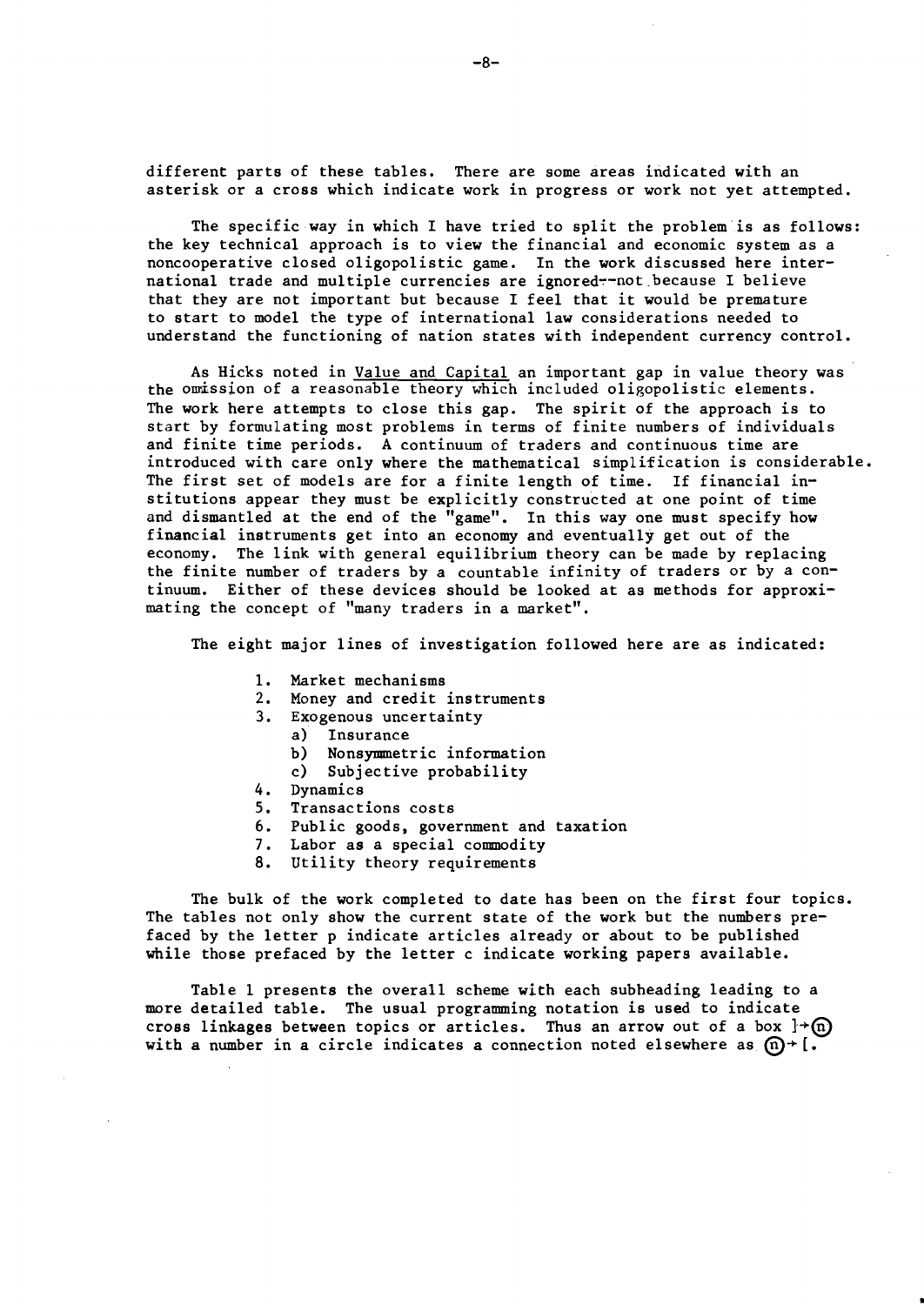different parts of these tables. There are some areas indicated with an asterisk or a cross which indicate work in progress or work not yet attempted.

The specific way in which I have tried to split the problem is as follows: the key technical approach is to view the financial and economic system as a noncooperative closed oligopolistic game. In the work discussed here international trade and multiple currencies are ignored--not because I believe that they are not important but because I feel that it would be premature to start to model the type of international law considerations needed to understand the functioning of nation states with independent currency control.

As Hicks noted in Value and Capital an important gap in value theory was the omission of a reasonable theory which included oligopolistic elements. The work here attempts to close this gap. The spirit of the approach is to start by formulating most problems in terms of finite numbers of individuals and finite time periods. A continuum of traders and continuous time are introduced with care only where the mathematical simplification is considerable. The first set of models are for a finite length of time. If financial institutions appear they must be explicitly constructed at one point of time and dismantled at the end of the "game". In this way one must specify how financial instruments get into an economy and eventually get out of the economy. The link with general equilibrium theory can be made by replacing the finite number of traders by a countable infinity of traders or by a continuum. Either of these devices should be looked at as methods for approximating the concept of "many traders in a market".

The eight major lines of investigation followed here are as indicated:

1. Market mechanisms
2. Money and credit instruments
3. Exogenous uncertainty
   a) Insurance
   b) Nonsymmetric information
   c) Subjective probability
4. Dynamics
5. Transactions costs
6. Public goods, government and taxation
7. Labor as a special commodity
8. Utility theory requirements

The bulk of the work completed to date has been on the first four topics. The tables not only show the current state of the work but the numbers prefaced by the letter p indicate articles already or about to be published while those prefaced by the letter c indicate working papers available.

Table 1 presents the overall scheme with each subheading leading to a more detailed table. The usual programming notation is used to indicate cross linkages between topics or articles. Thus an arrow out of a box ]→ⓝ with a number in a circle indicates a connection noted elsewhere as ⓝ→[.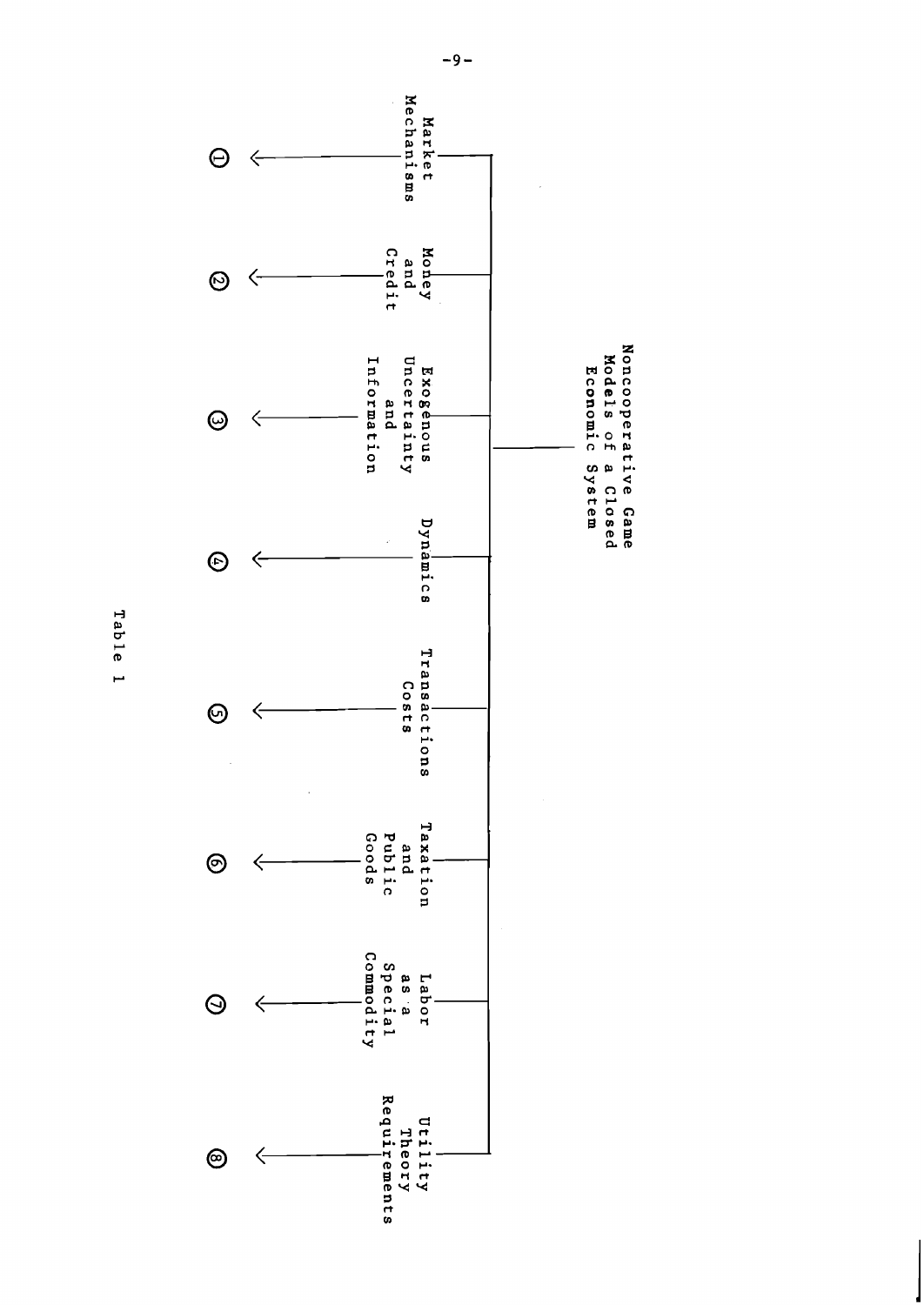Noncooperative Game Models of a Closed Economic System

1. Market Mechanisms
2. Money and Credit
3. Exogenous Uncertainty and Information
4. Dynamics
5. Transactions Costs
6. Taxation and Public Goods
7. Labor as a Special Commodity
8. Utility Theory Requirements

Table 1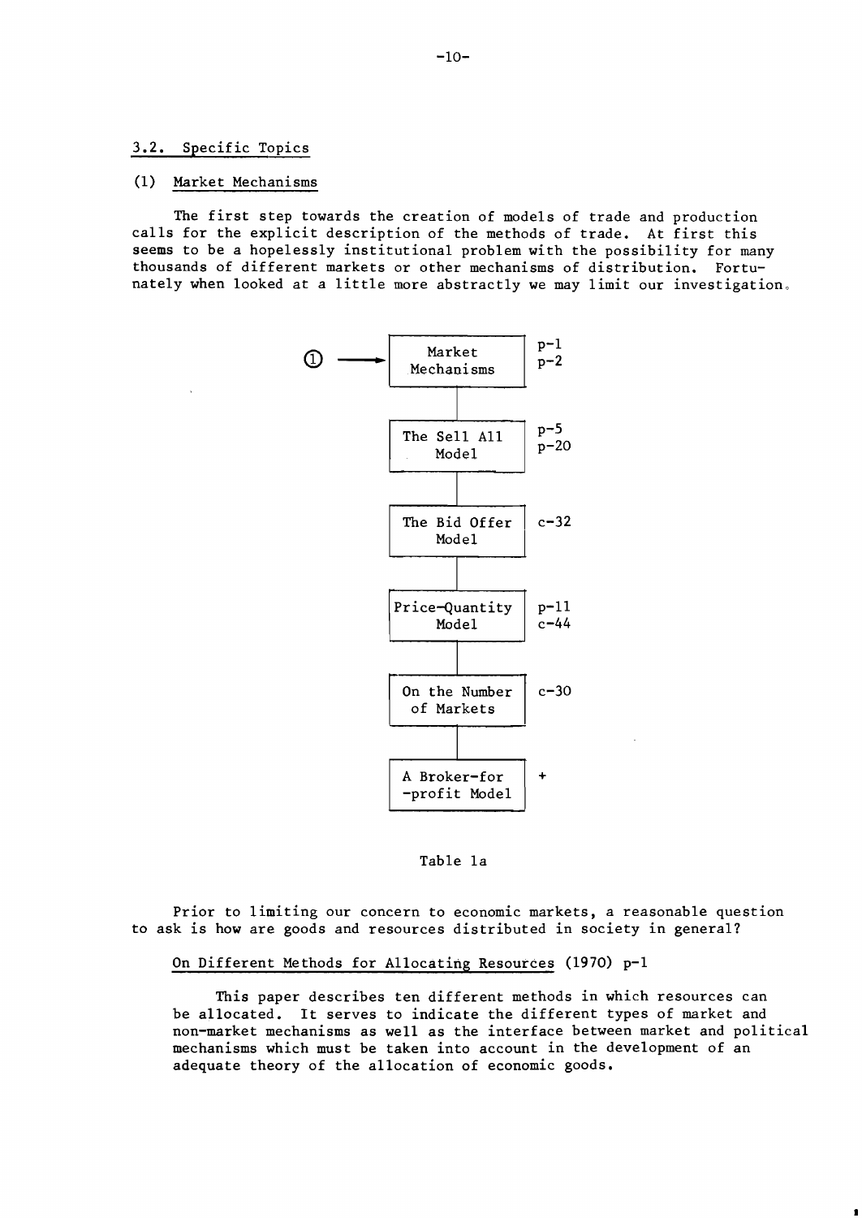### 3.2. Specific Topics

#### (1) Market Mechanisms

The first step towards the creation of models of trade and production calls for the explicit description of the methods of trade. At first this seems to be a hopelessly institutional problem with the possibility for many thousands of different markets or other mechanisms of distribution. Fortunately when looked at a little more abstractly we may limit our investigation.

| ① → | Topic | References |
|---|---|---|
| ① → | Market Mechanisms | p-1, p-2 |
| | The Sell All Model | p-5, p-20 |
| | The Bid Offer Model | c-32 |
| | Price-Quantity Model | p-11, c-44 |
| | On the Number of Markets | c-30 |
| | A Broker-for-profit Model | + |

Table 1a

Prior to limiting our concern to economic markets, a reasonable question to ask is how are goods and resources distributed in society in general?

On Different Methods for Allocating Resources (1970) p-1

This paper describes ten different methods in which resources can be allocated. It serves to indicate the different types of market and non-market mechanisms as well as the interface between market and political mechanisms which must be taken into account in the development of an adequate theory of the allocation of economic goods.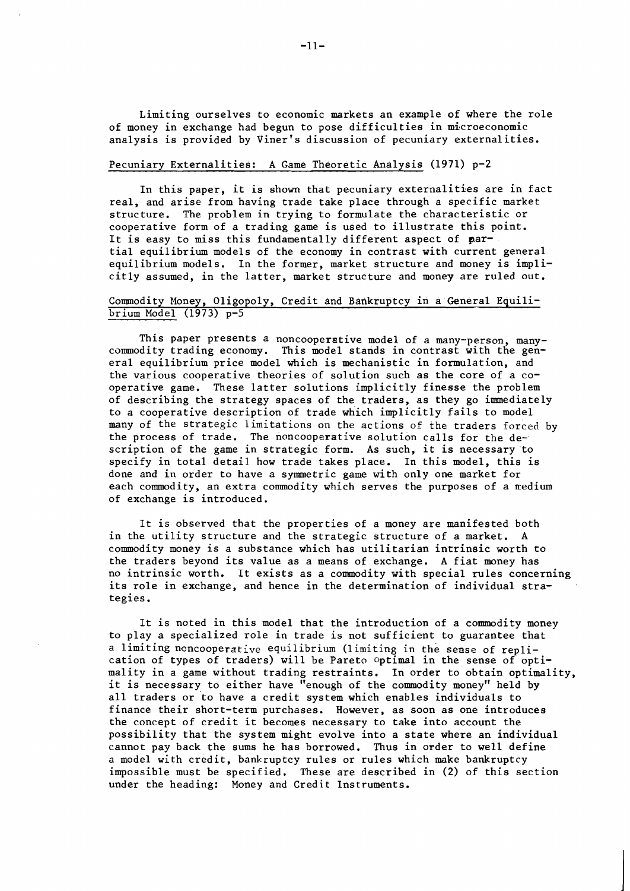Limiting ourselves to economic markets an example of where the role of money in exchange had begun to pose difficulties in microeconomic analysis is provided by Viner's discussion of pecuniary externalities.

Pecuniary Externalities: A Game Theoretic Analysis (1971) p-2

In this paper, it is shown that pecuniary externalities are in fact real, and arise from having trade take place through a specific market structure. The problem in trying to formulate the characteristic or cooperative form of a trading game is used to illustrate this point. It is easy to miss this fundamentally different aspect of partial equilibrium models of the economy in contrast with current general equilibrium models. In the former, market structure and money is implicitly assumed, in the latter, market structure and money are ruled out.

Commodity Money, Oligopoly, Credit and Bankruptcy in a General Equilibrium Model (1973) p-5

This paper presents a noncooperative model of a many-person, many-commodity trading economy. This model stands in contrast with the general equilibrium price model which is mechanistic in formulation, and the various cooperative theories of solution such as the core of a cooperative game. These latter solutions implicitly finesse the problem of describing the strategy spaces of the traders, as they go immediately to a cooperative description of trade which implicitly fails to model many of the strategic limitations on the actions of the traders forced by the process of trade. The noncooperative solution calls for the description of the game in strategic form. As such, it is necessary to specify in total detail how trade takes place. In this model, this is done and in order to have a symmetric game with only one market for each commodity, an extra commodity which serves the purposes of a medium of exchange is introduced.

It is observed that the properties of a money are manifested both in the utility structure and the strategic structure of a market. A commodity money is a substance which has utilitarian intrinsic worth to the traders beyond its value as a means of exchange. A fiat money has no intrinsic worth. It exists as a commodity with special rules concerning its role in exchange, and hence in the determination of individual strategies.

It is noted in this model that the introduction of a commodity money to play a specialized role in trade is not sufficient to guarantee that a limiting noncooperative equilibrium (limiting in the sense of replication of types of traders) will be Pareto optimal in the sense of optimality in a game without trading restraints. In order to obtain optimality, it is necessary to either have "enough of the commodity money" held by all traders or to have a credit system which enables individuals to finance their short-term purchases. However, as soon as one introduces the concept of credit it becomes necessary to take into account the possibility that the system might evolve into a state where an individual cannot pay back the sums he has borrowed. Thus in order to well define a model with credit, bankruptcy rules or rules which make bankruptcy impossible must be specified. These are described in (2) of this section under the heading: Money and Credit Instruments.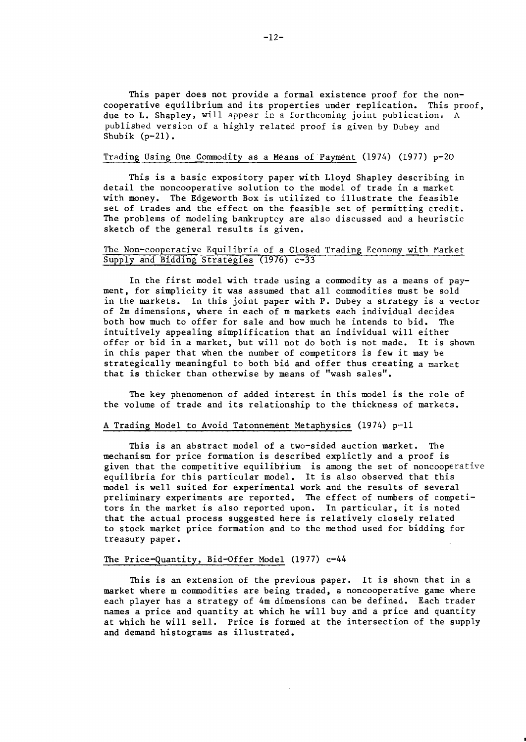This paper does not provide a formal existence proof for the noncooperative equilibrium and its properties under replication. This proof, due to L. Shapley, will appear in a forthcoming joint publication. A published version of a highly related proof is given by Dubey and Shubik (p-21).

Trading Using One Commodity as a Means of Payment (1974) (1977) p-20

This is a basic expository paper with Lloyd Shapley describing in detail the noncooperative solution to the model of trade in a market with money. The Edgeworth Box is utilized to illustrate the feasible set of trades and the effect on the feasible set of permitting credit. The problems of modeling bankruptcy are also discussed and a heuristic sketch of the general results is given.

The Non-cooperative Equilibria of a Closed Trading Economy with Market Supply and Bidding Strategies (1976) c-33

In the first model with trade using a commodity as a means of payment, for simplicity it was assumed that all commodities must be sold in the markets. In this joint paper with P. Dubey a strategy is a vector of 2m dimensions, where in each of m markets each individual decides both how much to offer for sale and how much he intends to bid. The intuitively appealing simplification that an individual will either offer or bid in a market, but will not do both is not made. It is shown in this paper that when the number of competitors is few it may be strategically meaningful to both bid and offer thus creating a market that is thicker than otherwise by means of "wash sales".

The key phenomenon of added interest in this model is the role of the volume of trade and its relationship to the thickness of markets.

A Trading Model to Avoid Tatônnement Metaphysics (1974) p-11

This is an abstract model of a two-sided auction market. The mechanism for price formation is described explictly and a proof is given that the competitive equilibrium is among the set of noncooperative equilibria for this particular model. It is also observed that this model is well suited for experimental work and the results of several preliminary experiments are reported. The effect of numbers of competitors in the market is also reported upon. In particular, it is noted that the actual process suggested here is relatively closely related to stock market price formation and to the method used for bidding for treasury paper.

The Price-Quantity, Bid-Offer Model (1977) c-44

This is an extension of the previous paper. It is shown that in a market where m commodities are being traded, a noncooperative game where each player has a strategy of 4m dimensions can be defined. Each trader names a price and quantity at which he will buy and a price and quantity at which he will sell. Price is formed at the intersection of the supply and demand histograms as illustrated.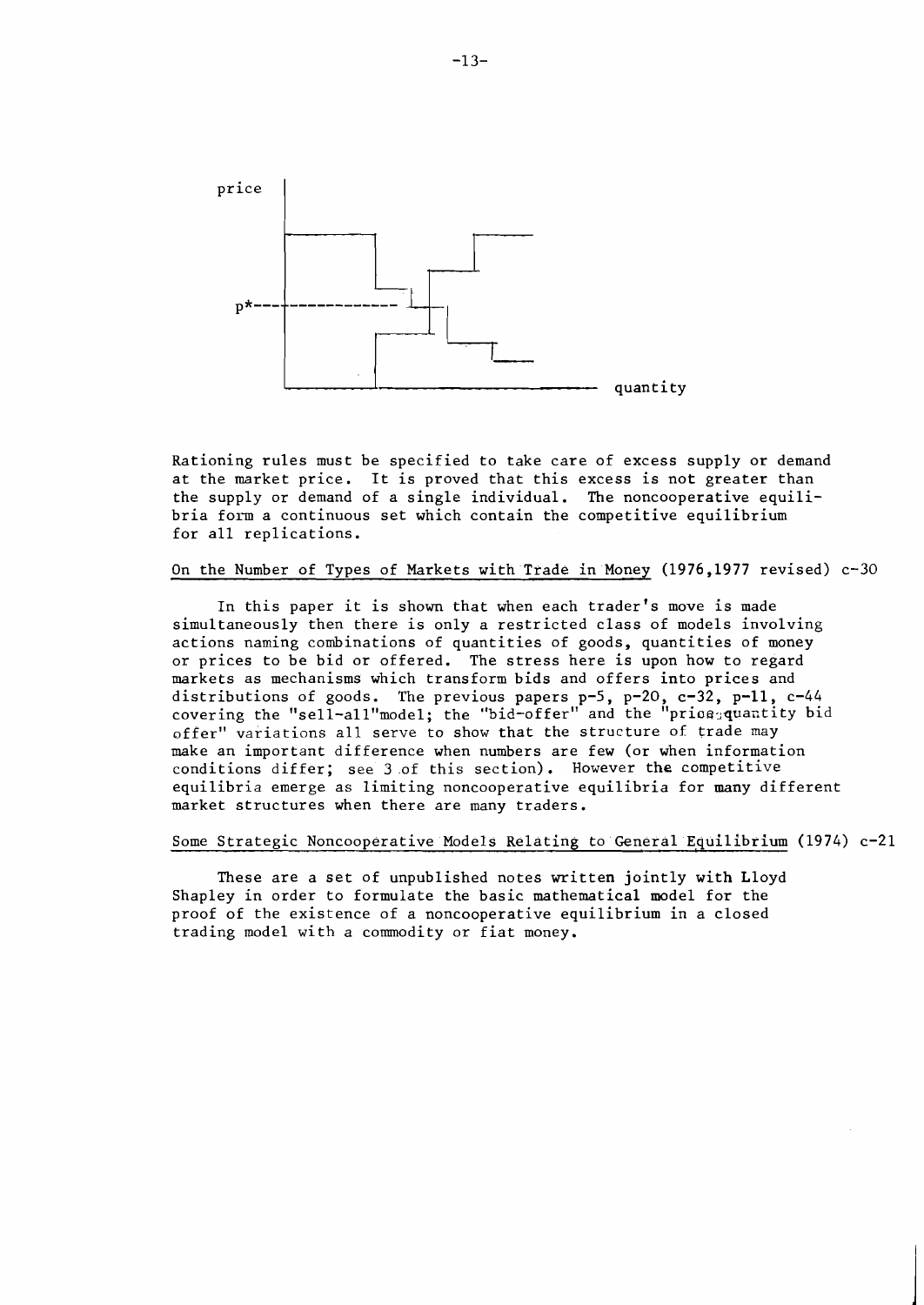Rationing rules must be specified to take care of excess supply or demand at the market price. It is proved that this excess is not greater than the supply or demand of a single individual. The noncooperative equilibria form a continuous set which contain the competitive equilibrium for all replications.

<u>On the Number of Types of Markets with Trade in Money</u> (1976,1977 revised) c-30

In this paper it is shown that when each trader's move is made simultaneously then there is only a restricted class of models involving actions naming combinations of quantities of goods, quantities of money or prices to be bid or offered. The stress here is upon how to regard markets as mechanisms which transform bids and offers into prices and distributions of goods. The previous papers p-5, p-20, c-32, p-11, c-44 covering the "sell-all"model; the "bid-offer" and the "price-quantity bid offer" variations all serve to show that the structure of trade may make an important difference when numbers are few (or when information conditions differ; see 3 of this section). However the competitive equilibria emerge as limiting noncooperative equilibria for many different market structures when there are many traders.

<u>Some Strategic Noncooperative Models Relating to General Equilibrium</u> (1974) c-21

These are a set of unpublished notes written jointly with Lloyd Shapley in order to formulate the basic mathematical model for the proof of the existence of a noncooperative equilibrium in a closed trading model with a commodity or fiat money.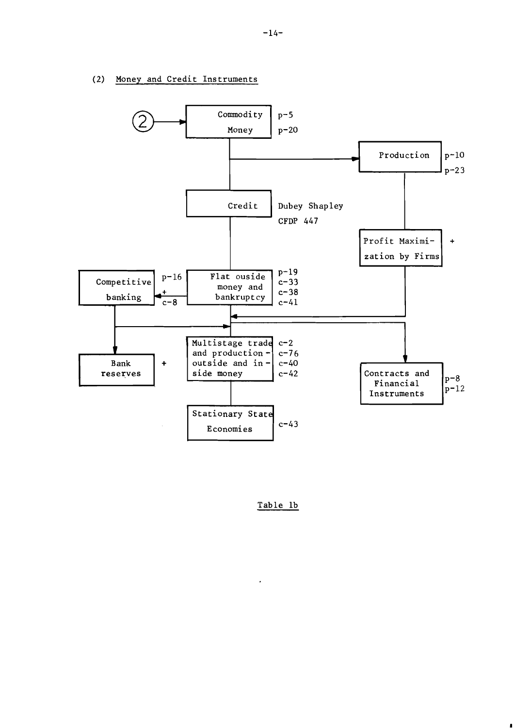(2) Money and Credit Instruments

②  →  Commodity Money  p-5, p-20

Production  p-10, p-23

Credit  Dubey Shapley CFDP 447

Profit Maximization by Firms  +

Competitive banking  p-16

+ c-8

Flat ouside money and bankruptcy  p-19, c-33, c-38, c-41

Bank reserves  +

Multistage trade and production - outside and inside money  c-2, c-76, c-40, c-42

Contracts and Financial Instruments  p-8, p-12

Stationary State Economies  c-43

Table 1b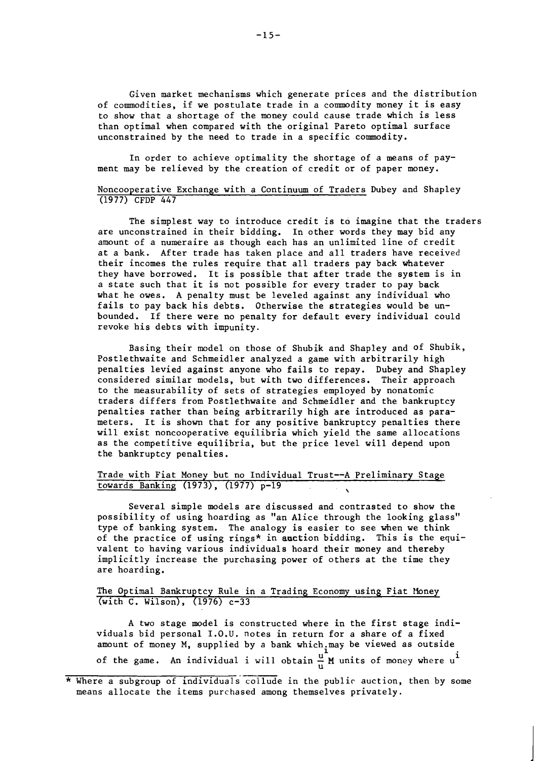Given market mechanisms which generate prices and the distribution of commodities, if we postulate trade in a commodity money it is easy to show that a shortage of the money could cause trade which is less than optimal when compared with the original Pareto optimal surface unconstrained by the need to trade in a specific commodity.

In order to achieve optimality the shortage of a means of payment may be relieved by the creation of credit or of paper money.

Noncooperative Exchange with a Continuum of Traders Dubey and Shapley (1977) CFDP 447

The simplest way to introduce credit is to imagine that the traders are unconstrained in their bidding. In other words they may bid any amount of a numeraire as though each has an unlimited line of credit at a bank. After trade has taken place and all traders have received their incomes the rules require that all traders pay back whatever they have borrowed. It is possible that after trade the system is in a state such that it is not possible for every trader to pay back what he owes. A penalty must be leveled against any individual who fails to pay back his debts. Otherwise the strategies would be unbounded. If there were no penalty for default every individual could revoke his debts with impunity.

Basing their model on those of Shubik and Shapley and of Shubik, Postlethwaite and Schmeidler analyzed a game with arbitrarily high penalties levied against anyone who fails to repay. Dubey and Shapley considered similar models, but with two differences. Their approach to the measurability of sets of strategies employed by nonatomic traders differs from Postlethwaite and Schmeidler and the bankruptcy penalties rather than being arbitrarily high are introduced as parameters. It is shown that for any positive bankruptcy penalties there will exist noncooperative equilibria which yield the same allocations as the competitive equilibria, but the price level will depend upon the bankruptcy penalties.

Trade with Fiat Money but no Individual Trust--A Preliminary Stage towards Banking (1973), (1977) p-19

Several simple models are discussed and contrasted to show the possibility of using hoarding as "an Alice through the looking glass" type of banking system. The analogy is easier to see when we think of the practice of using rings* in auction bidding. This is the equivalent to having various individuals hoard their money and thereby implicitly increase the purchasing power of others at the time they are hoarding.

The Optimal Bankruptcy Rule in a Trading Economy using Fiat Money (with C. Wilson), (1976) c-33

A two stage model is constructed where in the first stage individuals bid personal I.O.U. notes in return for a share of a fixed amount of money M, supplied by a bank which may be viewed as outside of the game. An individual i will obtain $\frac{u^i}{u} M$ units of money where $u^i$

* Where a subgroup of individuals collude in the public auction, then by some means allocate the items purchased among themselves privately.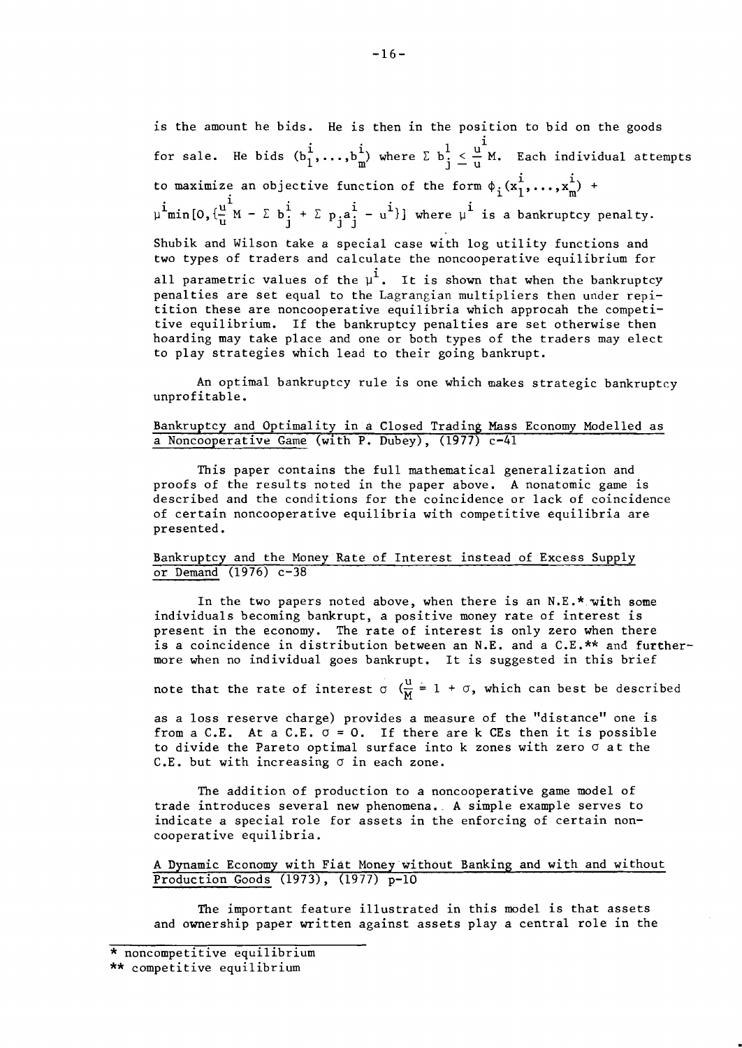is the amount he bids. He is then in the position to bid on the goods for sale. He bids $(b_1^i,\ldots,b_m^i)$ where $\Sigma\, b_j^i \leq \frac{u^i}{u} M$. Each individual attempts to maximize an objective function of the form $\phi_i(x_1^i,\ldots,x_m^i) + \mu^i \min[0, \{\frac{u^i}{u} M - \Sigma\, b_j^i + \Sigma\, p_j a_j^i - u^i\}]$ where $\mu^i$ is a bankruptcy penalty. Shubik and Wilson take a special case with log utility functions and two types of traders and calculate the noncooperative equilibrium for all parametric values of the $\mu^i$. It is shown that when the bankruptcy penalties are set equal to the Lagrangian multipliers then under repitition these are noncooperative equilibria which approcah the competitive equilibrium. If the bankruptcy penalties are set otherwise then hoarding may take place and one or both types of the traders may elect to play strategies which lead to their going bankrupt.

An optimal bankruptcy rule is one which makes strategic bankruptcy unprofitable.

Bankruptcy and Optimality in a Closed Trading Mass Economy Modelled as a Noncooperative Game (with P. Dubey), (1977) c-41

This paper contains the full mathematical generalization and proofs of the results noted in the paper above. A nonatomic game is described and the conditions for the coincidence or lack of coincidence of certain noncooperative equilibria with competitive equilibria are presented.

Bankruptcy and the Money Rate of Interest instead of Excess Supply or Demand (1976) c-38

In the two papers noted above, when there is an N.E.* with some individuals becoming bankrupt, a positive money rate of interest is present in the economy. The rate of interest is only zero when there is a coincidence in distribution between an N.E. and a C.E.** and furthermore when no individual goes bankrupt. It is suggested in this brief note that the rate of interest $\sigma$ ($\frac{u}{M} = 1 + \sigma$, which can best be described as a loss reserve charge) provides a measure of the "distance" one is from a C.E. At a C.E. $\sigma = 0$. If there are k CEs then it is possible to divide the Pareto optimal surface into k zones with zero $\sigma$ at the C.E. but with increasing $\sigma$ in each zone.

The addition of production to a noncooperative game model of trade introduces several new phenomena. A simple example serves to indicate a special role for assets in the enforcing of certain noncooperative equilibria.

A Dynamic Economy with Fiat Money without Banking and with and without Production Goods (1973), (1977) p-10

The important feature illustrated in this model is that assets and ownership paper written against assets play a central role in the

* noncompetitive equilibrium

** competitive equilibrium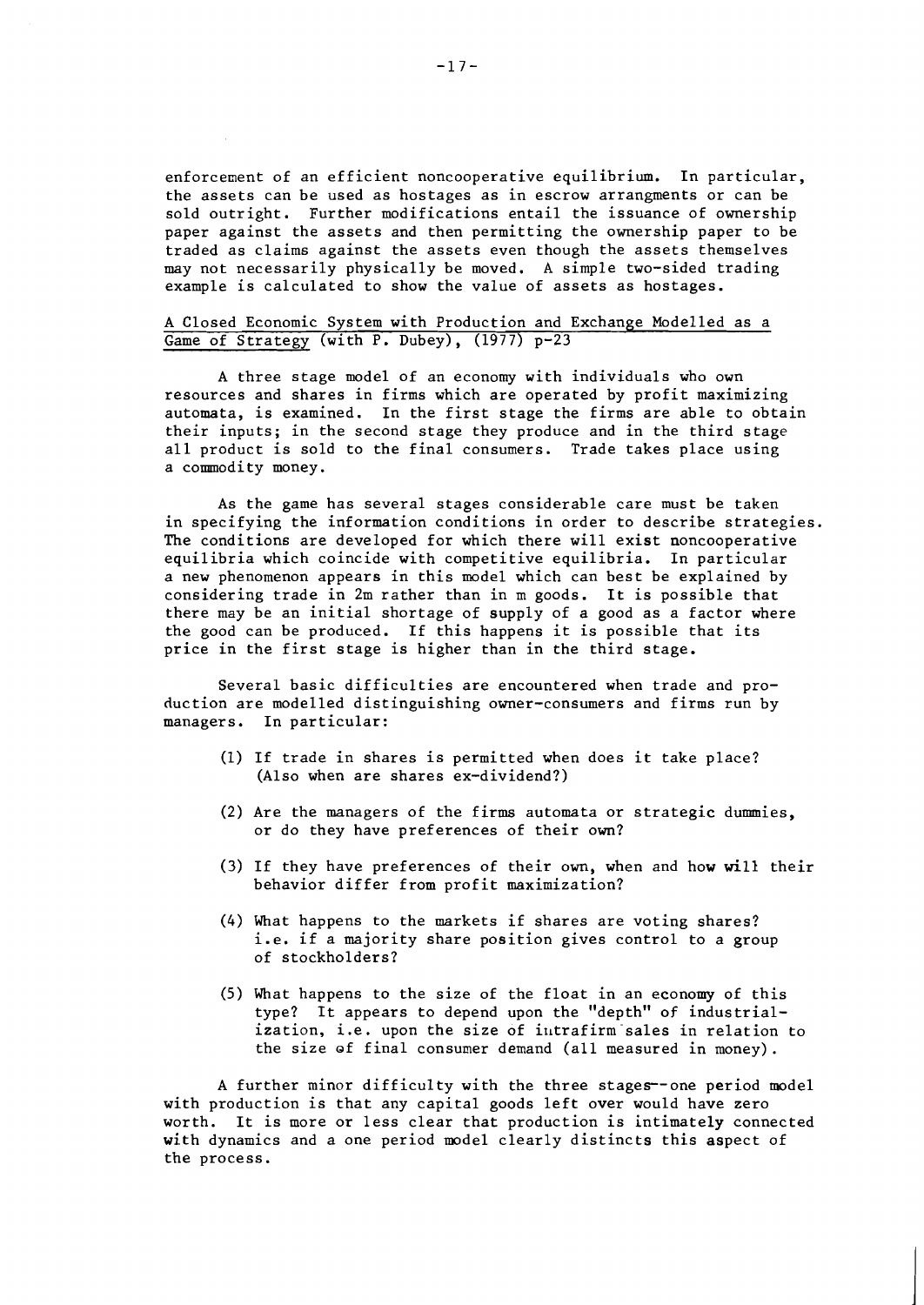enforcement of an efficient noncooperative equilibrium. In particular, the assets can be used as hostages as in escrow arrangments or can be sold outright. Further modifications entail the issuance of ownership paper against the assets and then permitting the ownership paper to be traded as claims against the assets even though the assets themselves may not necessarily physically be moved. A simple two-sided trading example is calculated to show the value of assets as hostages.

<u>A Closed Economic System with Production and Exchange Modelled as a Game of Strategy (with P. Dubey), (1977) p-23</u>

A three stage model of an economy with individuals who own resources and shares in firms which are operated by profit maximizing automata, is examined. In the first stage the firms are able to obtain their inputs; in the second stage they produce and in the third stage all product is sold to the final consumers. Trade takes place using a commodity money.

As the game has several stages considerable care must be taken in specifying the information conditions in order to describe strategies. The conditions are developed for which there will exist noncooperative equilibria which coincide with competitive equilibria. In particular a new phenomenon appears in this model which can best be explained by considering trade in 2m rather than in m goods. It is possible that there may be an initial shortage of supply of a good as a factor where the good can be produced. If this happens it is possible that its price in the first stage is higher than in the third stage.

Several basic difficulties are encountered when trade and production are modelled distinguishing owner-consumers and firms run by managers. In particular:

(1) If trade in shares is permitted when does it take place? (Also when are shares ex-dividend?)

(2) Are the managers of the firms automata or strategic dummies, or do they have preferences of their own?

(3) If they have preferences of their own, when and how will their behavior differ from profit maximization?

(4) What happens to the markets if shares are voting shares? i.e. if a majority share position gives control to a group of stockholders?

(5) What happens to the size of the float in an economy of this type? It appears to depend upon the "depth" of industrialization, i.e. upon the size of intrafirm sales in relation to the size of final consumer demand (all measured in money).

A further minor difficulty with the three stages--one period model with production is that any capital goods left over would have zero worth. It is more or less clear that production is intimately connected with dynamics and a one period model clearly distincts this aspect of the process.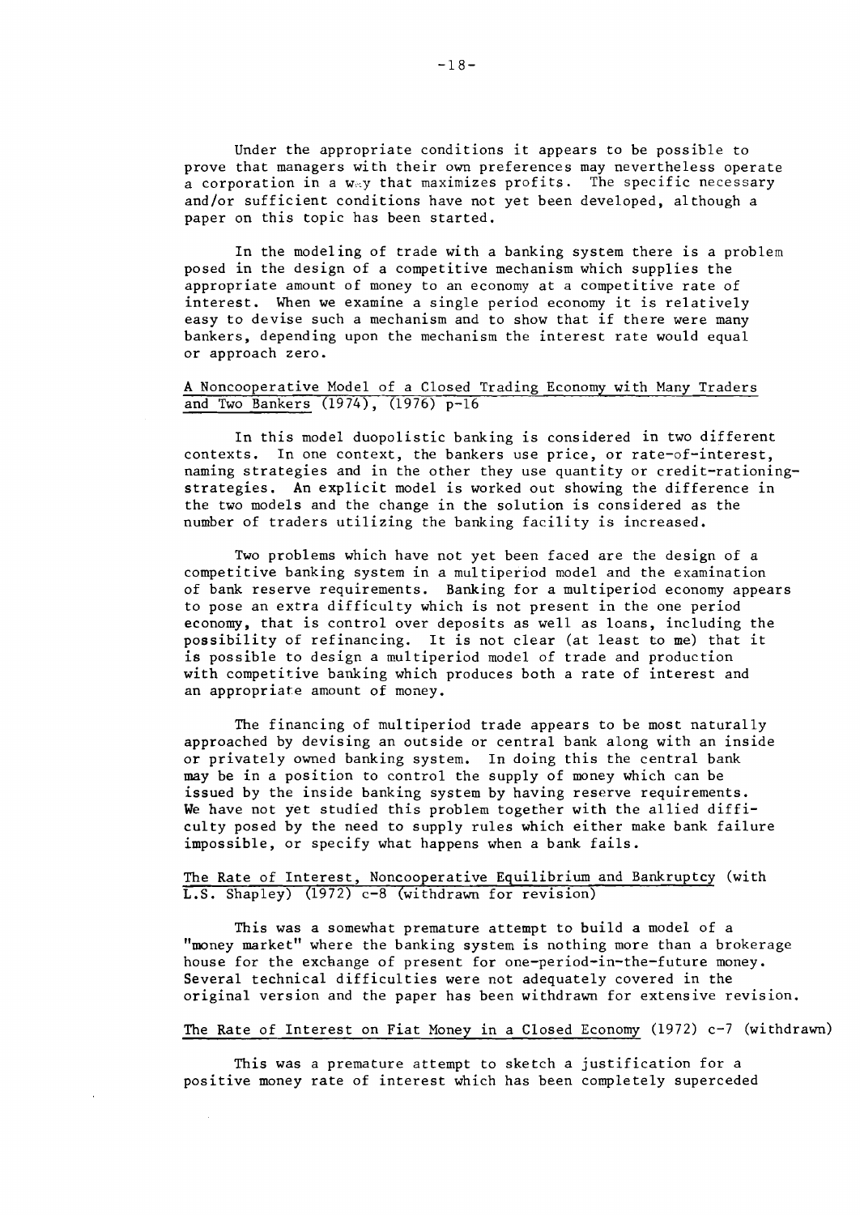Under the appropriate conditions it appears to be possible to prove that managers with their own preferences may nevertheless operate a corporation in a way that maximizes profits. The specific necessary and/or sufficient conditions have not yet been developed, although a paper on this topic has been started.

In the modeling of trade with a banking system there is a problem posed in the design of a competitive mechanism which supplies the appropriate amount of money to an economy at a competitive rate of interest. When we examine a single period economy it is relatively easy to devise such a mechanism and to show that if there were many bankers, depending upon the mechanism the interest rate would equal or approach zero.

<u>A Noncooperative Model of a Closed Trading Economy with Many Traders and Two Bankers (1974), (1976) p-16</u>

In this model duopolistic banking is considered in two different contexts. In one context, the bankers use price, or rate-of-interest, naming strategies and in the other they use quantity or credit-rationing-strategies. An explicit model is worked out showing the difference in the two models and the change in the solution is considered as the number of traders utilizing the banking facility is increased.

Two problems which have not yet been faced are the design of a competitive banking system in a multiperiod model and the examination of bank reserve requirements. Banking for a multiperiod economy appears to pose an extra difficulty which is not present in the one period economy, that is control over deposits as well as loans, including the possibility of refinancing. It is not clear (at least to me) that it is possible to design a multiperiod model of trade and production with competitive banking which produces both a rate of interest and an appropriate amount of money.

The financing of multiperiod trade appears to be most naturally approached by devising an outside or central bank along with an inside or privately owned banking system. In doing this the central bank may be in a position to control the supply of money which can be issued by the inside banking system by having reserve requirements. We have not yet studied this problem together with the allied difficulty posed by the need to supply rules which either make bank failure impossible, or specify what happens when a bank fails.

<u>The Rate of Interest, Noncooperative Equilibrium and Bankruptcy (with L.S. Shapley) (1972) c-8 (withdrawn for revision)</u>

This was a somewhat premature attempt to build a model of a "money market" where the banking system is nothing more than a brokerage house for the exchange of present for one-period-in-the-future money. Several technical difficulties were not adequately covered in the original version and the paper has been withdrawn for extensive revision.

<u>The Rate of Interest on Fiat Money in a Closed Economy (1972) c-7 (withdrawn)</u>

This was a premature attempt to sketch a justification for a positive money rate of interest which has been completely superceded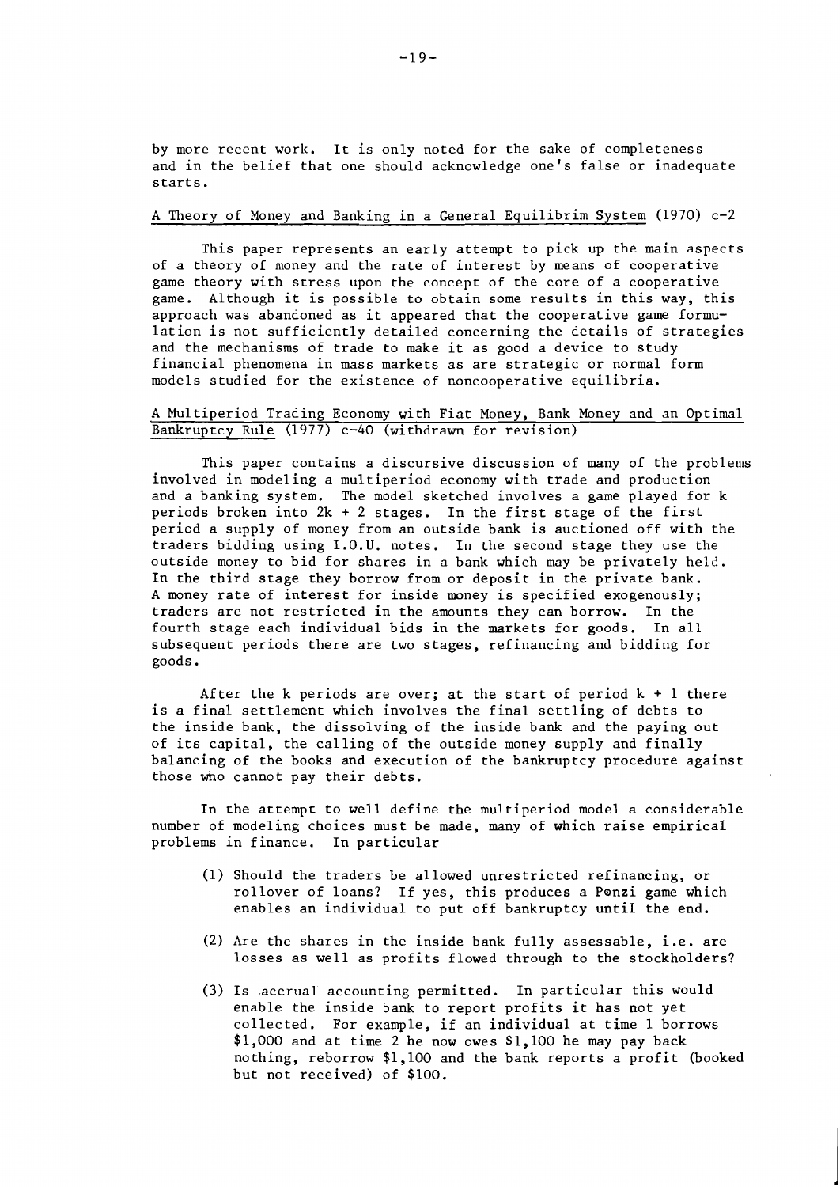by more recent work. It is only noted for the sake of completeness and in the belief that one should acknowledge one's false or inadequate starts.

A Theory of Money and Banking in a General Equilibrim System (1970) c-2

This paper represents an early attempt to pick up the main aspects of a theory of money and the rate of interest by means of cooperative game theory with stress upon the concept of the core of a cooperative game. Although it is possible to obtain some results in this way, this approach was abandoned as it appeared that the cooperative game formulation is not sufficiently detailed concerning the details of strategies and the mechanisms of trade to make it as good a device to study financial phenomena in mass markets as are strategic or normal form models studied for the existence of noncooperative equilibria.

A Multiperiod Trading Economy with Fiat Money, Bank Money and an Optimal Bankruptcy Rule (1977) c-40 (withdrawn for revision)

This paper contains a discursive discussion of many of the problems involved in modeling a multiperiod economy with trade and production and a banking system. The model sketched involves a game played for k periods broken into 2k + 2 stages. In the first stage of the first period a supply of money from an outside bank is auctioned off with the traders bidding using I.O.U. notes. In the second stage they use the outside money to bid for shares in a bank which may be privately held. In the third stage they borrow from or deposit in the private bank. A money rate of interest for inside money is specified exogenously; traders are not restricted in the amounts they can borrow. In the fourth stage each individual bids in the markets for goods. In all subsequent periods there are two stages, refinancing and bidding for goods.

After the k periods are over; at the start of period k + 1 there is a final settlement which involves the final settling of debts to the inside bank, the dissolving of the inside bank and the paying out of its capital, the calling of the outside money supply and finally balancing of the books and execution of the bankruptcy procedure against those who cannot pay their debts.

In the attempt to well define the multiperiod model a considerable number of modeling choices must be made, many of which raise empirical problems in finance. In particular

(1) Should the traders be allowed unrestricted refinancing, or rollover of loans? If yes, this produces a Ponzi game which enables an individual to put off bankruptcy until the end.

(2) Are the shares in the inside bank fully assessable, i.e. are losses as well as profits flowed through to the stockholders?

(3) Is accrual accounting permitted. In particular this would enable the inside bank to report profits it has not yet collected. For example, if an individual at time 1 borrows $1,000 and at time 2 he now owes $1,100 he may pay back nothing, reborrow $1,100 and the bank reports a profit (booked but not received) of $100.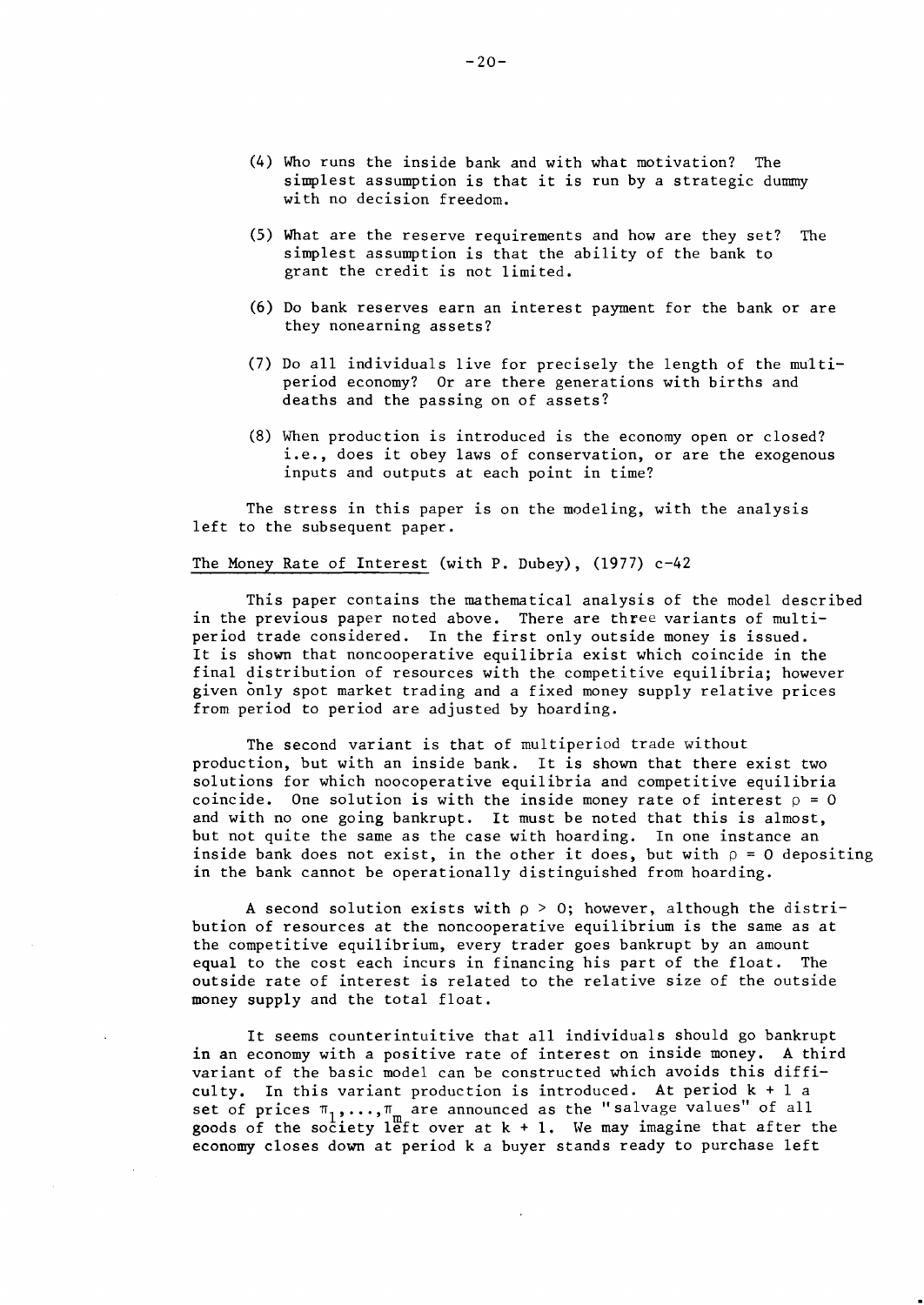(4) Who runs the inside bank and with what motivation? The simplest assumption is that it is run by a strategic dummy with no decision freedom.

(5) What are the reserve requirements and how are they set? The simplest assumption is that the ability of the bank to grant the credit is not limited.

(6) Do bank reserves earn an interest payment for the bank or are they nonearning assets?

(7) Do all individuals live for precisely the length of the multiperiod economy? Or are there generations with births and deaths and the passing on of assets?

(8) When production is introduced is the economy open or closed? i.e., does it obey laws of conservation, or are the exogenous inputs and outputs at each point in time?

The stress in this paper is on the modeling, with the analysis left to the subsequent paper.

The Money Rate of Interest (with P. Dubey), (1977) c-42

This paper contains the mathematical analysis of the model described in the previous paper noted above. There are three variants of multiperiod trade considered. In the first only outside money is issued. It is shown that noncooperative equilibria exist which coincide in the final distribution of resources with the competitive equilibria; however given only spot market trading and a fixed money supply relative prices from period to period are adjusted by hoarding.

The second variant is that of multiperiod trade without production, but with an inside bank. It is shown that there exist two solutions for which noocoperative equilibria and competitive equilibria coincide. One solution is with the inside money rate of interest $\rho = 0$ and with no one going bankrupt. It must be noted that this is almost, but not quite the same as the case with hoarding. In one instance an inside bank does not exist, in the other it does, but with $\rho = 0$ depositing in the bank cannot be operationally distinguished from hoarding.

A second solution exists with $\rho > 0$; however, although the distribution of resources at the noncooperative equilibrium is the same as at the competitive equilibrium, every trader goes bankrupt by an amount equal to the cost each incurs in financing his part of the float. The outside rate of interest is related to the relative size of the outside money supply and the total float.

It seems counterintuitive that all individuals should go bankrupt in an economy with a positive rate of interest on inside money. A third variant of the basic model can be constructed which avoids this difficulty. In this variant production is introduced. At period $k + 1$ a set of prices $\pi_1, \ldots, \pi_m$ are announced as the "salvage values" of all goods of the society left over at $k + 1$. We may imagine that after the economy closes down at period $k$ a buyer stands ready to purchase left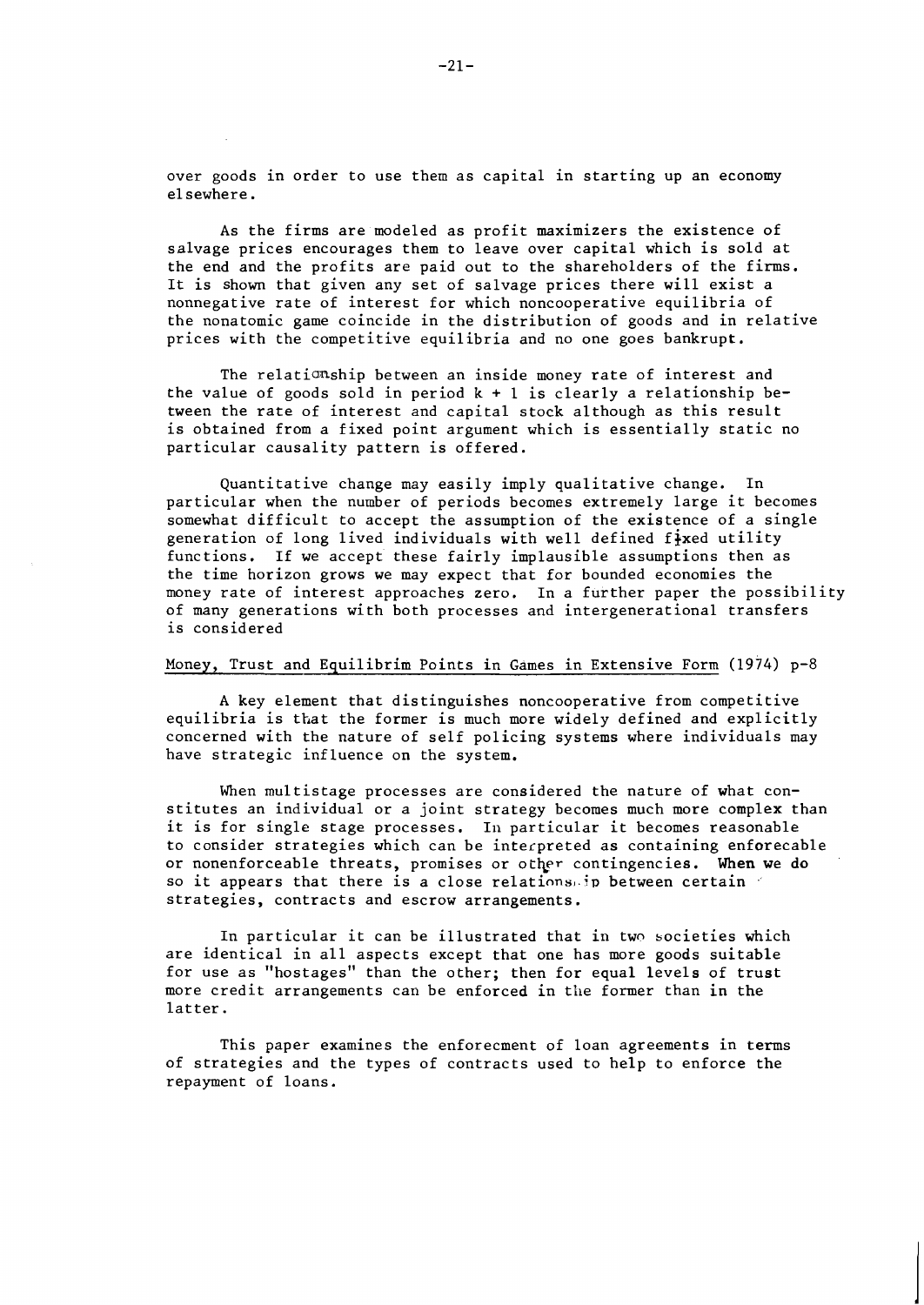over goods in order to use them as capital in starting up an economy elsewhere.

As the firms are modeled as profit maximizers the existence of salvage prices encourages them to leave over capital which is sold at the end and the profits are paid out to the shareholders of the firms. It is shown that given any set of salvage prices there will exist a nonnegative rate of interest for which noncooperative equilibria of the nonatomic game coincide in the distribution of goods and in relative prices with the competitive equilibria and no one goes bankrupt.

The relationship between an inside money rate of interest and the value of goods sold in period $k + 1$ is clearly a relationship between the rate of interest and capital stock although as this result is obtained from a fixed point argument which is essentially static no particular causality pattern is offered.

Quantitative change may easily imply qualitative change. In particular when the number of periods becomes extremely large it becomes somewhat difficult to accept the assumption of the existence of a single generation of long lived individuals with well defined fixed utility functions. If we accept these fairly implausible assumptions then as the time horizon grows we may expect that for bounded economies the money rate of interest approaches zero. In a further paper the possibility of many generations with both processes and intergenerational transfers is considered

<u>Money, Trust and Equilibrim Points in Games in Extensive Form</u> (1974) p-8

A key element that distinguishes noncooperative from competitive equilibria is that the former is much more widely defined and explicitly concerned with the nature of self policing systems where individuals may have strategic influence on the system.

When multistage processes are considered the nature of what constitutes an individual or a joint strategy becomes much more complex than it is for single stage processes. In particular it becomes reasonable to consider strategies which can be interpreted as containing enforecable or nonenforceable threats, promises or other contingencies. When we do so it appears that there is a close relationship between certain strategies, contracts and escrow arrangements.

In particular it can be illustrated that in two societies which are identical in all aspects except that one has more goods suitable for use as "hostages" than the other; then for equal levels of trust more credit arrangements can be enforced in the former than in the latter.

This paper examines the enforecment of loan agreements in terms of strategies and the types of contracts used to help to enforce the repayment of loans.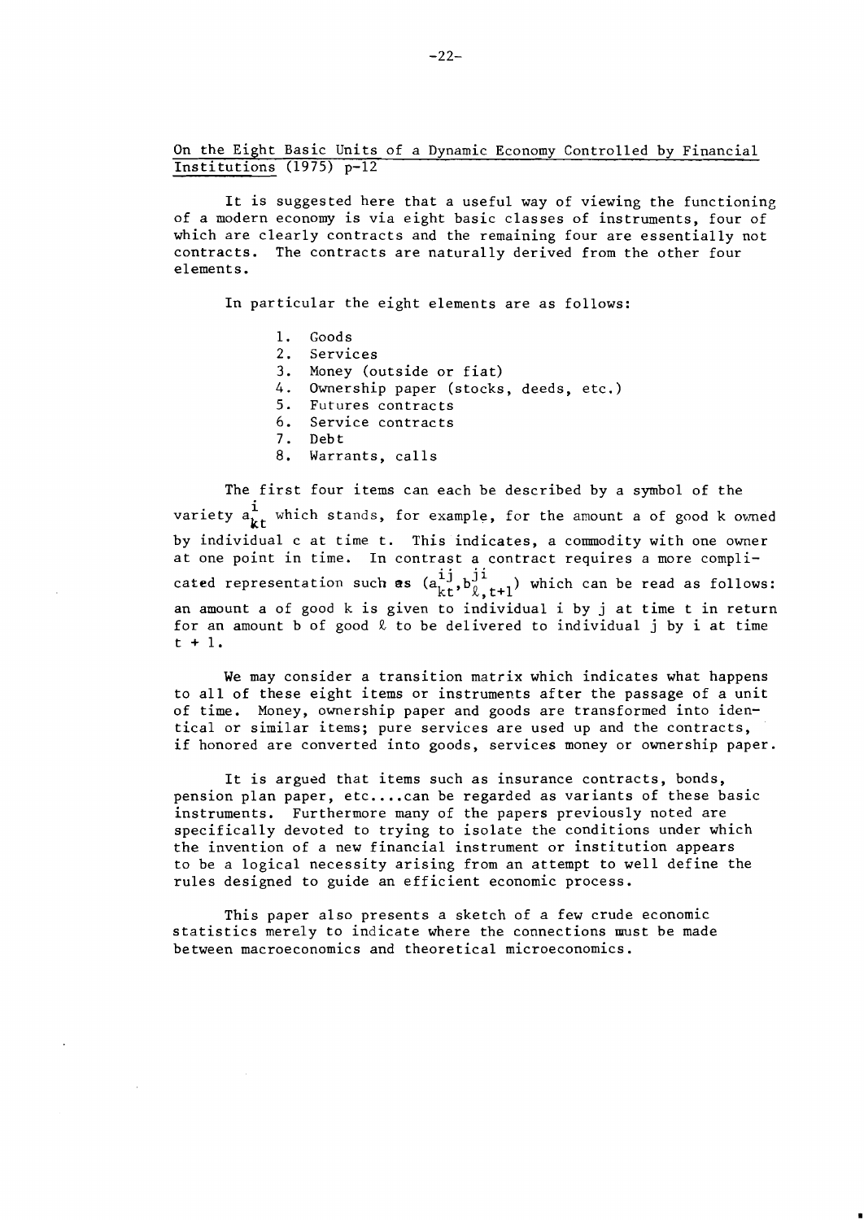On the Eight Basic Units of a Dynamic Economy Controlled by Financial Institutions (1975) p-12

It is suggested here that a useful way of viewing the functioning of a modern economy is via eight basic classes of instruments, four of which are clearly contracts and the remaining four are essentially not contracts. The contracts are naturally derived from the other four elements.

In particular the eight elements are as follows:

1. Goods
2. Services
3. Money (outside or fiat)
4. Ownership paper (stocks, deeds, etc.)
5. Futures contracts
6. Service contracts
7. Debt
8. Warrants, calls

The first four items can each be described by a symbol of the variety $a^{i}_{kt}$ which stands, for example, for the amount a of good k owned by individual c at time t. This indicates, a commodity with one owner at one point in time. In contrast a contract requires a more complicated representation such as $(a^{ij}_{kt}, b^{ji}_{\ell,t+1})$ which can be read as follows: an amount a of good k is given to individual i by j at time t in return for an amount b of good $\ell$ to be delivered to individual j by i at time t + 1.

We may consider a transition matrix which indicates what happens to all of these eight items or instruments after the passage of a unit of time. Money, ownership paper and goods are transformed into identical or similar items; pure services are used up and the contracts, if honored are converted into goods, services money or ownership paper.

It is argued that items such as insurance contracts, bonds, pension plan paper, etc....can be regarded as variants of these basic instruments. Furthermore many of the papers previously noted are specifically devoted to trying to isolate the conditions under which the invention of a new financial instrument or institution appears to be a logical necessity arising from an attempt to well define the rules designed to guide an efficient economic process.

This paper also presents a sketch of a few crude economic statistics merely to indicate where the connections must be made between macroeconomics and theoretical microeconomics.